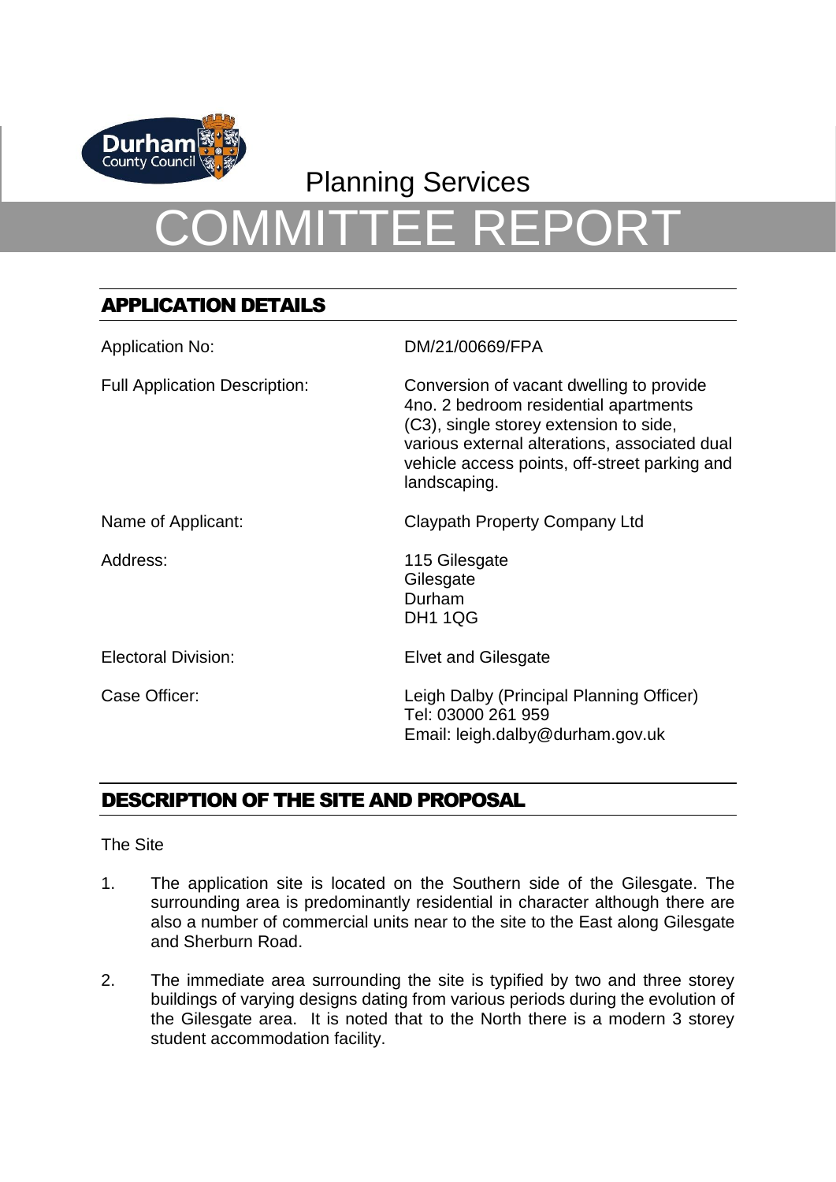Planning Services

# COMMITTEE REPORT

## APPLICATION DETAILS

| | |
|---|---|
| Application No: | DM/21/00669/FPA |
| Full Application Description: | Conversion of vacant dwelling to provide 4no. 2 bedroom residential apartments (C3), single storey extension to side, various external alterations, associated dual vehicle access points, off-street parking and landscaping. |
| Name of Applicant: | Claypath Property Company Ltd |
| Address: | 115 Gilesgate<br>Gilesgate<br>Durham<br>DH1 1QG |
| Electoral Division: | Elvet and Gilesgate |
| Case Officer: | Leigh Dalby (Principal Planning Officer)<br>Tel: 03000 261 959<br>Email: leigh.dalby@durham.gov.uk |

## DESCRIPTION OF THE SITE AND PROPOSAL

The Site

1. The application site is located on the Southern side of the Gilesgate. The surrounding area is predominantly residential in character although there are also a number of commercial units near to the site to the East along Gilesgate and Sherburn Road.

2. The immediate area surrounding the site is typified by two and three storey buildings of varying designs dating from various periods during the evolution of the Gilesgate area. It is noted that to the North there is a modern 3 storey student accommodation facility.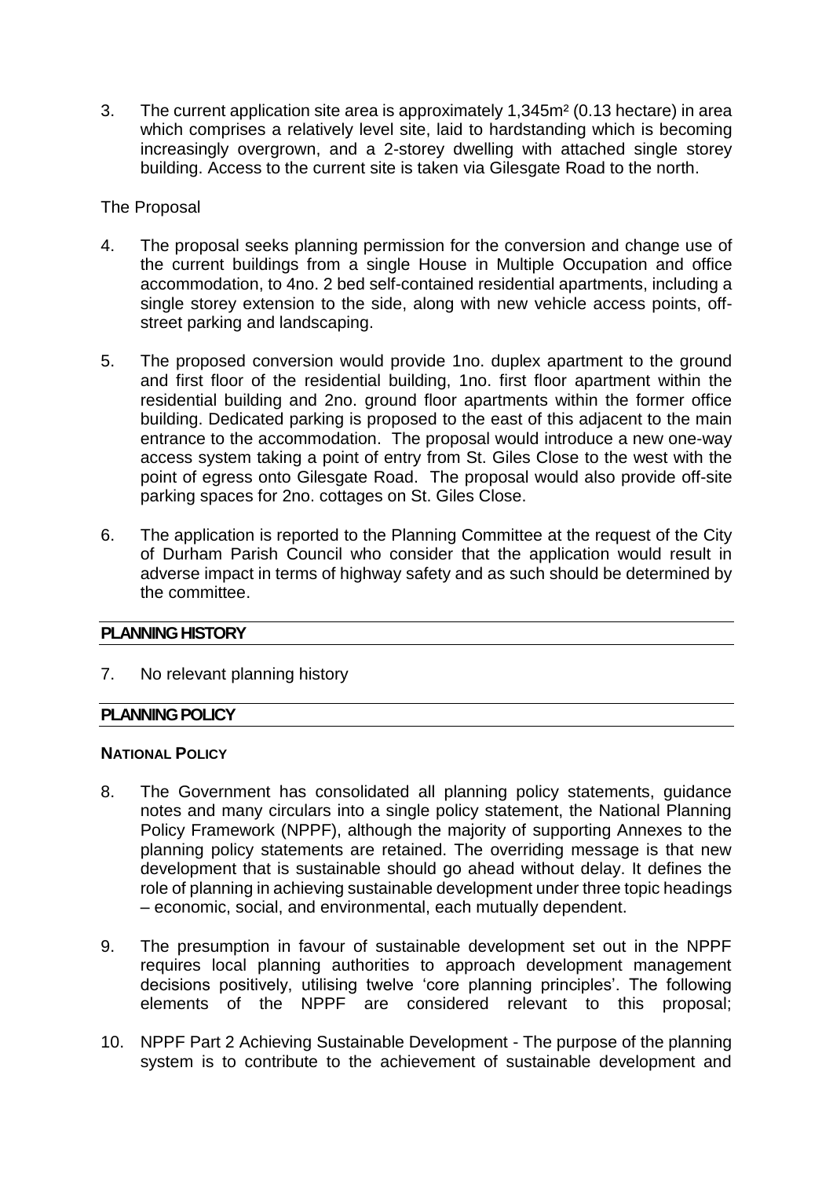3. The current application site area is approximately 1,345m² (0.13 hectare) in area which comprises a relatively level site, laid to hardstanding which is becoming increasingly overgrown, and a 2-storey dwelling with attached single storey building. Access to the current site is taken via Gilesgate Road to the north.

The Proposal

4. The proposal seeks planning permission for the conversion and change use of the current buildings from a single House in Multiple Occupation and office accommodation, to 4no. 2 bed self-contained residential apartments, including a single storey extension to the side, along with new vehicle access points, off-street parking and landscaping.

5. The proposed conversion would provide 1no. duplex apartment to the ground and first floor of the residential building, 1no. first floor apartment within the residential building and 2no. ground floor apartments within the former office building. Dedicated parking is proposed to the east of this adjacent to the main entrance to the accommodation. The proposal would introduce a new one-way access system taking a point of entry from St. Giles Close to the west with the point of egress onto Gilesgate Road. The proposal would also provide off-site parking spaces for 2no. cottages on St. Giles Close.

6. The application is reported to the Planning Committee at the request of the City of Durham Parish Council who consider that the application would result in adverse impact in terms of highway safety and as such should be determined by the committee.

## PLANNING HISTORY

7. No relevant planning history

## PLANNING POLICY

### NATIONAL POLICY

8. The Government has consolidated all planning policy statements, guidance notes and many circulars into a single policy statement, the National Planning Policy Framework (NPPF), although the majority of supporting Annexes to the planning policy statements are retained. The overriding message is that new development that is sustainable should go ahead without delay. It defines the role of planning in achieving sustainable development under three topic headings – economic, social, and environmental, each mutually dependent.

9. The presumption in favour of sustainable development set out in the NPPF requires local planning authorities to approach development management decisions positively, utilising twelve 'core planning principles'. The following elements of the NPPF are considered relevant to this proposal;

10. NPPF Part 2 Achieving Sustainable Development - The purpose of the planning system is to contribute to the achievement of sustainable development and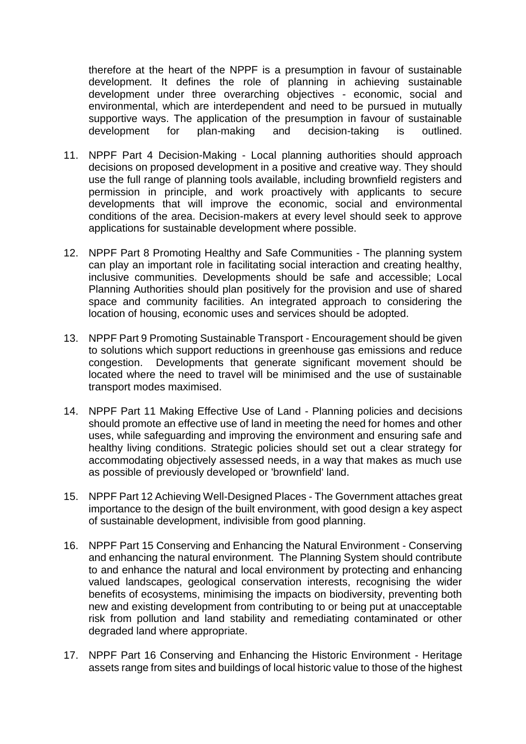therefore at the heart of the NPPF is a presumption in favour of sustainable development. It defines the role of planning in achieving sustainable development under three overarching objectives - economic, social and environmental, which are interdependent and need to be pursued in mutually supportive ways. The application of the presumption in favour of sustainable development for plan-making and decision-taking is outlined.

11. NPPF Part 4 Decision-Making - Local planning authorities should approach decisions on proposed development in a positive and creative way. They should use the full range of planning tools available, including brownfield registers and permission in principle, and work proactively with applicants to secure developments that will improve the economic, social and environmental conditions of the area. Decision-makers at every level should seek to approve applications for sustainable development where possible.

12. NPPF Part 8 Promoting Healthy and Safe Communities - The planning system can play an important role in facilitating social interaction and creating healthy, inclusive communities. Developments should be safe and accessible; Local Planning Authorities should plan positively for the provision and use of shared space and community facilities. An integrated approach to considering the location of housing, economic uses and services should be adopted.

13. NPPF Part 9 Promoting Sustainable Transport - Encouragement should be given to solutions which support reductions in greenhouse gas emissions and reduce congestion. Developments that generate significant movement should be located where the need to travel will be minimised and the use of sustainable transport modes maximised.

14. NPPF Part 11 Making Effective Use of Land - Planning policies and decisions should promote an effective use of land in meeting the need for homes and other uses, while safeguarding and improving the environment and ensuring safe and healthy living conditions. Strategic policies should set out a clear strategy for accommodating objectively assessed needs, in a way that makes as much use as possible of previously developed or 'brownfield' land.

15. NPPF Part 12 Achieving Well-Designed Places - The Government attaches great importance to the design of the built environment, with good design a key aspect of sustainable development, indivisible from good planning.

16. NPPF Part 15 Conserving and Enhancing the Natural Environment - Conserving and enhancing the natural environment. The Planning System should contribute to and enhance the natural and local environment by protecting and enhancing valued landscapes, geological conservation interests, recognising the wider benefits of ecosystems, minimising the impacts on biodiversity, preventing both new and existing development from contributing to or being put at unacceptable risk from pollution and land stability and remediating contaminated or other degraded land where appropriate.

17. NPPF Part 16 Conserving and Enhancing the Historic Environment - Heritage assets range from sites and buildings of local historic value to those of the highest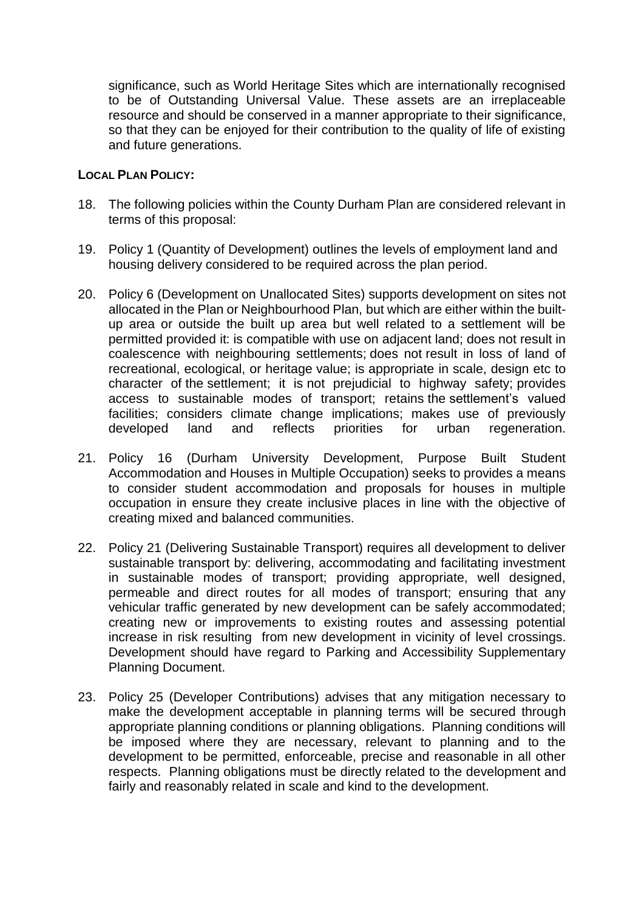significance, such as World Heritage Sites which are internationally recognised to be of Outstanding Universal Value. These assets are an irreplaceable resource and should be conserved in a manner appropriate to their significance, so that they can be enjoyed for their contribution to the quality of life of existing and future generations.

**LOCAL PLAN POLICY:**

18. The following policies within the County Durham Plan are considered relevant in terms of this proposal:

19. Policy 1 (Quantity of Development) outlines the levels of employment land and housing delivery considered to be required across the plan period.

20. Policy 6 (Development on Unallocated Sites) supports development on sites not allocated in the Plan or Neighbourhood Plan, but which are either within the built-up area or outside the built up area but well related to a settlement will be permitted provided it: is compatible with use on adjacent land; does not result in coalescence with neighbouring settlements; does not result in loss of land of recreational, ecological, or heritage value; is appropriate in scale, design etc to character of the settlement; it is not prejudicial to highway safety; provides access to sustainable modes of transport; retains the settlement's valued facilities; considers climate change implications; makes use of previously developed land and reflects priorities for urban regeneration.

21. Policy 16 (Durham University Development, Purpose Built Student Accommodation and Houses in Multiple Occupation) seeks to provides a means to consider student accommodation and proposals for houses in multiple occupation in ensure they create inclusive places in line with the objective of creating mixed and balanced communities.

22. Policy 21 (Delivering Sustainable Transport) requires all development to deliver sustainable transport by: delivering, accommodating and facilitating investment in sustainable modes of transport; providing appropriate, well designed, permeable and direct routes for all modes of transport; ensuring that any vehicular traffic generated by new development can be safely accommodated; creating new or improvements to existing routes and assessing potential increase in risk resulting from new development in vicinity of level crossings. Development should have regard to Parking and Accessibility Supplementary Planning Document.

23. Policy 25 (Developer Contributions) advises that any mitigation necessary to make the development acceptable in planning terms will be secured through appropriate planning conditions or planning obligations. Planning conditions will be imposed where they are necessary, relevant to planning and to the development to be permitted, enforceable, precise and reasonable in all other respects. Planning obligations must be directly related to the development and fairly and reasonably related in scale and kind to the development.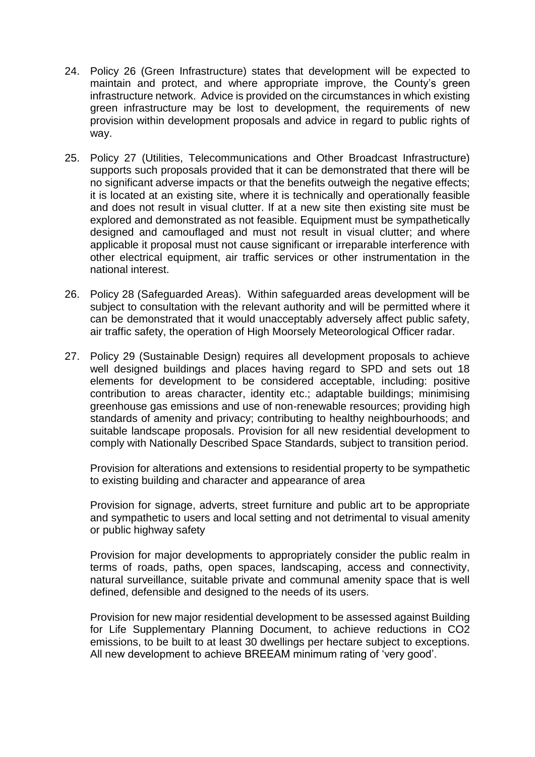24. Policy 26 (Green Infrastructure) states that development will be expected to maintain and protect, and where appropriate improve, the County's green infrastructure network. Advice is provided on the circumstances in which existing green infrastructure may be lost to development, the requirements of new provision within development proposals and advice in regard to public rights of way.

25. Policy 27 (Utilities, Telecommunications and Other Broadcast Infrastructure) supports such proposals provided that it can be demonstrated that there will be no significant adverse impacts or that the benefits outweigh the negative effects; it is located at an existing site, where it is technically and operationally feasible and does not result in visual clutter. If at a new site then existing site must be explored and demonstrated as not feasible. Equipment must be sympathetically designed and camouflaged and must not result in visual clutter; and where applicable it proposal must not cause significant or irreparable interference with other electrical equipment, air traffic services or other instrumentation in the national interest.

26. Policy 28 (Safeguarded Areas). Within safeguarded areas development will be subject to consultation with the relevant authority and will be permitted where it can be demonstrated that it would unacceptably adversely affect public safety, air traffic safety, the operation of High Moorsely Meteorological Officer radar.

27. Policy 29 (Sustainable Design) requires all development proposals to achieve well designed buildings and places having regard to SPD and sets out 18 elements for development to be considered acceptable, including: positive contribution to areas character, identity etc.; adaptable buildings; minimising greenhouse gas emissions and use of non-renewable resources; providing high standards of amenity and privacy; contributing to healthy neighbourhoods; and suitable landscape proposals. Provision for all new residential development to comply with Nationally Described Space Standards, subject to transition period.

    Provision for alterations and extensions to residential property to be sympathetic to existing building and character and appearance of area

    Provision for signage, adverts, street furniture and public art to be appropriate and sympathetic to users and local setting and not detrimental to visual amenity or public highway safety

    Provision for major developments to appropriately consider the public realm in terms of roads, paths, open spaces, landscaping, access and connectivity, natural surveillance, suitable private and communal amenity space that is well defined, defensible and designed to the needs of its users.

    Provision for new major residential development to be assessed against Building for Life Supplementary Planning Document, to achieve reductions in $CO_2$ emissions, to be built to at least 30 dwellings per hectare subject to exceptions. All new development to achieve BREEAM minimum rating of 'very good'.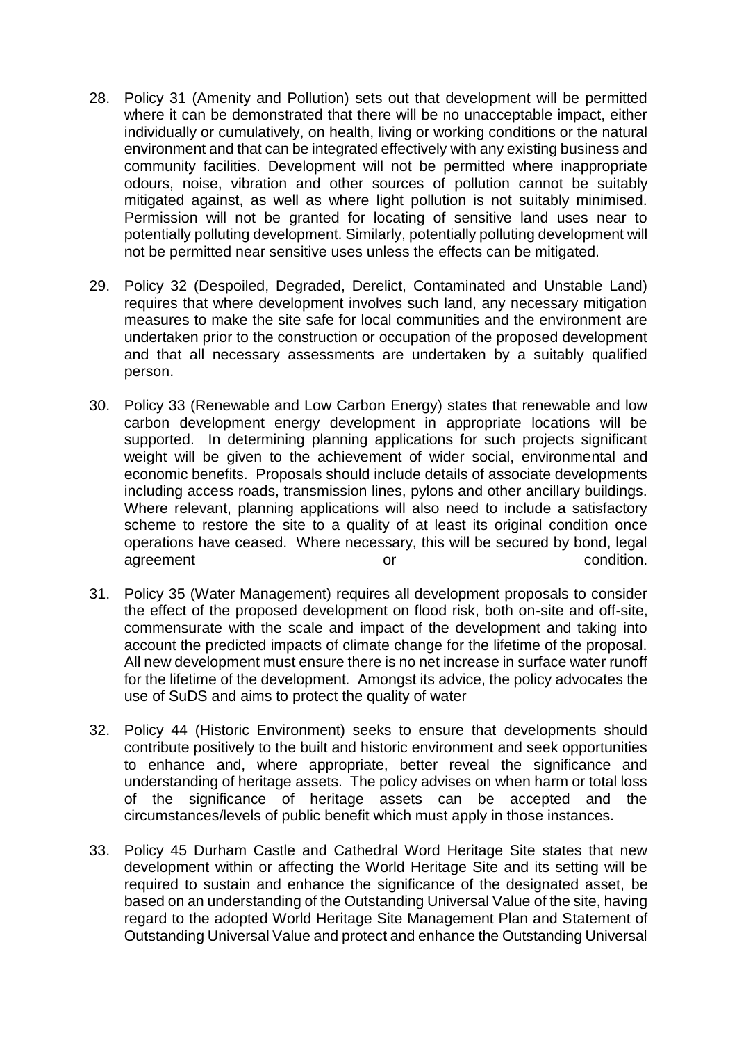28. Policy 31 (Amenity and Pollution) sets out that development will be permitted where it can be demonstrated that there will be no unacceptable impact, either individually or cumulatively, on health, living or working conditions or the natural environment and that can be integrated effectively with any existing business and community facilities. Development will not be permitted where inappropriate odours, noise, vibration and other sources of pollution cannot be suitably mitigated against, as well as where light pollution is not suitably minimised. Permission will not be granted for locating of sensitive land uses near to potentially polluting development. Similarly, potentially polluting development will not be permitted near sensitive uses unless the effects can be mitigated.

29. Policy 32 (Despoiled, Degraded, Derelict, Contaminated and Unstable Land) requires that where development involves such land, any necessary mitigation measures to make the site safe for local communities and the environment are undertaken prior to the construction or occupation of the proposed development and that all necessary assessments are undertaken by a suitably qualified person.

30. Policy 33 (Renewable and Low Carbon Energy) states that renewable and low carbon development energy development in appropriate locations will be supported. In determining planning applications for such projects significant weight will be given to the achievement of wider social, environmental and economic benefits. Proposals should include details of associate developments including access roads, transmission lines, pylons and other ancillary buildings. Where relevant, planning applications will also need to include a satisfactory scheme to restore the site to a quality of at least its original condition once operations have ceased. Where necessary, this will be secured by bond, legal agreement or condition.

31. Policy 35 (Water Management) requires all development proposals to consider the effect of the proposed development on flood risk, both on-site and off-site, commensurate with the scale and impact of the development and taking into account the predicted impacts of climate change for the lifetime of the proposal. All new development must ensure there is no net increase in surface water runoff for the lifetime of the development. Amongst its advice, the policy advocates the use of SuDS and aims to protect the quality of water

32. Policy 44 (Historic Environment) seeks to ensure that developments should contribute positively to the built and historic environment and seek opportunities to enhance and, where appropriate, better reveal the significance and understanding of heritage assets. The policy advises on when harm or total loss of the significance of heritage assets can be accepted and the circumstances/levels of public benefit which must apply in those instances.

33. Policy 45 Durham Castle and Cathedral Word Heritage Site states that new development within or affecting the World Heritage Site and its setting will be required to sustain and enhance the significance of the designated asset, be based on an understanding of the Outstanding Universal Value of the site, having regard to the adopted World Heritage Site Management Plan and Statement of Outstanding Universal Value and protect and enhance the Outstanding Universal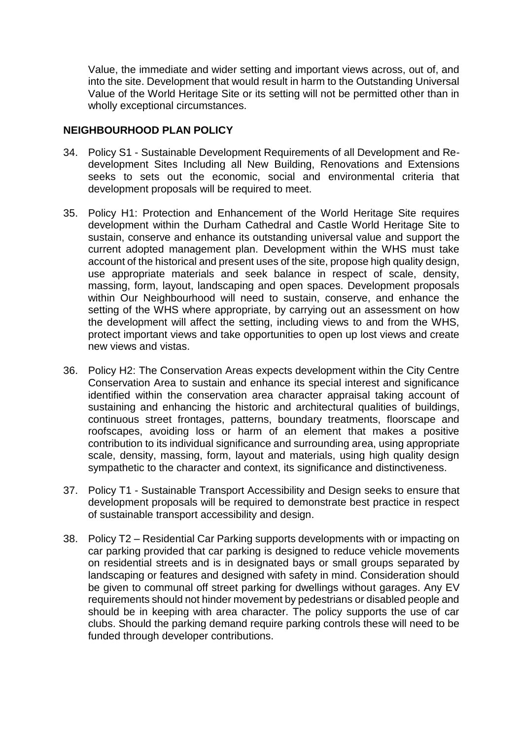Value, the immediate and wider setting and important views across, out of, and into the site. Development that would result in harm to the Outstanding Universal Value of the World Heritage Site or its setting will not be permitted other than in wholly exceptional circumstances.

## NEIGHBOURHOOD PLAN POLICY

34. Policy S1 - Sustainable Development Requirements of all Development and Re-development Sites Including all New Building, Renovations and Extensions seeks to sets out the economic, social and environmental criteria that development proposals will be required to meet.

35. Policy H1: Protection and Enhancement of the World Heritage Site requires development within the Durham Cathedral and Castle World Heritage Site to sustain, conserve and enhance its outstanding universal value and support the current adopted management plan. Development within the WHS must take account of the historical and present uses of the site, propose high quality design, use appropriate materials and seek balance in respect of scale, density, massing, form, layout, landscaping and open spaces. Development proposals within Our Neighbourhood will need to sustain, conserve, and enhance the setting of the WHS where appropriate, by carrying out an assessment on how the development will affect the setting, including views to and from the WHS, protect important views and take opportunities to open up lost views and create new views and vistas.

36. Policy H2: The Conservation Areas expects development within the City Centre Conservation Area to sustain and enhance its special interest and significance identified within the conservation area character appraisal taking account of sustaining and enhancing the historic and architectural qualities of buildings, continuous street frontages, patterns, boundary treatments, floorscape and roofscapes, avoiding loss or harm of an element that makes a positive contribution to its individual significance and surrounding area, using appropriate scale, density, massing, form, layout and materials, using high quality design sympathetic to the character and context, its significance and distinctiveness.

37. Policy T1 - Sustainable Transport Accessibility and Design seeks to ensure that development proposals will be required to demonstrate best practice in respect of sustainable transport accessibility and design.

38. Policy T2 – Residential Car Parking supports developments with or impacting on car parking provided that car parking is designed to reduce vehicle movements on residential streets and is in designated bays or small groups separated by landscaping or features and designed with safety in mind. Consideration should be given to communal off street parking for dwellings without garages. Any EV requirements should not hinder movement by pedestrians or disabled people and should be in keeping with area character. The policy supports the use of car clubs. Should the parking demand require parking controls these will need to be funded through developer contributions.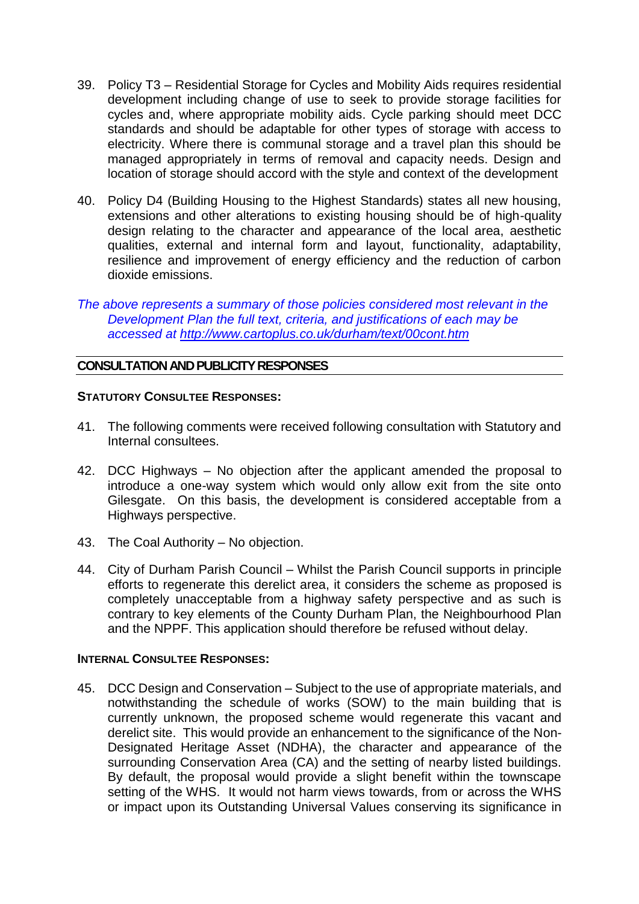39. Policy T3 – Residential Storage for Cycles and Mobility Aids requires residential development including change of use to seek to provide storage facilities for cycles and, where appropriate mobility aids. Cycle parking should meet DCC standards and should be adaptable for other types of storage with access to electricity. Where there is communal storage and a travel plan this should be managed appropriately in terms of removal and capacity needs. Design and location of storage should accord with the style and context of the development

40. Policy D4 (Building Housing to the Highest Standards) states all new housing, extensions and other alterations to existing housing should be of high-quality design relating to the character and appearance of the local area, aesthetic qualities, external and internal form and layout, functionality, adaptability, resilience and improvement of energy efficiency and the reduction of carbon dioxide emissions.

*The above represents a summary of those policies considered most relevant in the Development Plan the full text, criteria, and justifications of each may be accessed at [http://www.cartoplus.co.uk/durham/text/00cont.htm](http://www.cartoplus.co.uk/durham/text/00cont.htm)*

## CONSULTATION AND PUBLICITY RESPONSES

### STATUTORY CONSULTEE RESPONSES:

41. The following comments were received following consultation with Statutory and Internal consultees.

42. DCC Highways – No objection after the applicant amended the proposal to introduce a one-way system which would only allow exit from the site onto Gilesgate. On this basis, the development is considered acceptable from a Highways perspective.

43. The Coal Authority – No objection.

44. City of Durham Parish Council – Whilst the Parish Council supports in principle efforts to regenerate this derelict area, it considers the scheme as proposed is completely unacceptable from a highway safety perspective and as such is contrary to key elements of the County Durham Plan, the Neighbourhood Plan and the NPPF. This application should therefore be refused without delay.

### INTERNAL CONSULTEE RESPONSES:

45. DCC Design and Conservation – Subject to the use of appropriate materials, and notwithstanding the schedule of works (SOW) to the main building that is currently unknown, the proposed scheme would regenerate this vacant and derelict site. This would provide an enhancement to the significance of the Non-Designated Heritage Asset (NDHA), the character and appearance of the surrounding Conservation Area (CA) and the setting of nearby listed buildings. By default, the proposal would provide a slight benefit within the townscape setting of the WHS. It would not harm views towards, from or across the WHS or impact upon its Outstanding Universal Values conserving its significance in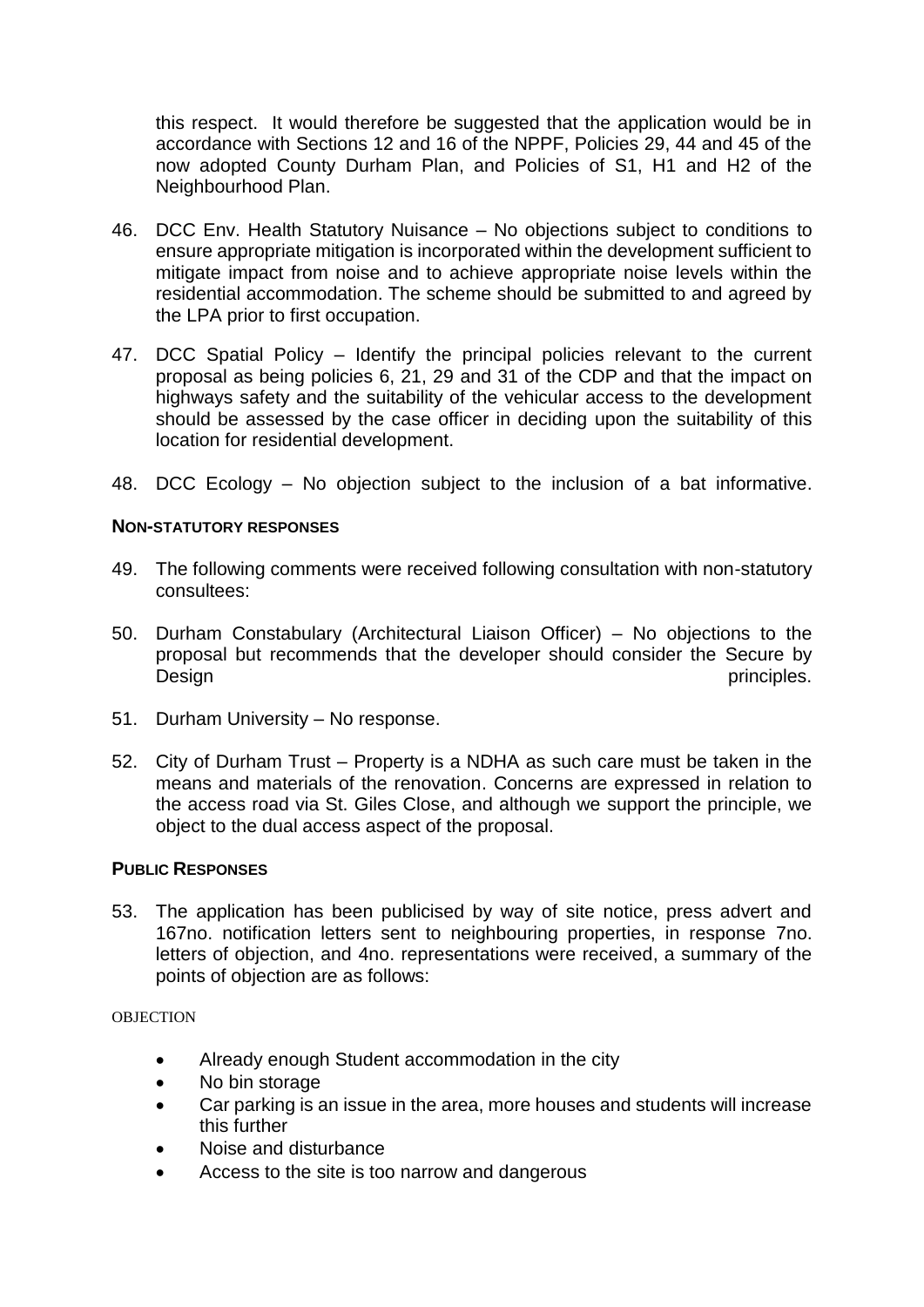this respect. It would therefore be suggested that the application would be in accordance with Sections 12 and 16 of the NPPF, Policies 29, 44 and 45 of the now adopted County Durham Plan, and Policies of S1, H1 and H2 of the Neighbourhood Plan.

46. DCC Env. Health Statutory Nuisance – No objections subject to conditions to ensure appropriate mitigation is incorporated within the development sufficient to mitigate impact from noise and to achieve appropriate noise levels within the residential accommodation. The scheme should be submitted to and agreed by the LPA prior to first occupation.

47. DCC Spatial Policy – Identify the principal policies relevant to the current proposal as being policies 6, 21, 29 and 31 of the CDP and that the impact on highways safety and the suitability of the vehicular access to the development should be assessed by the case officer in deciding upon the suitability of this location for residential development.

48. DCC Ecology – No objection subject to the inclusion of a bat informative.

**NON-STATUTORY RESPONSES**

49. The following comments were received following consultation with non-statutory consultees:

50. Durham Constabulary (Architectural Liaison Officer) – No objections to the proposal but recommends that the developer should consider the Secure by Design principles.

51. Durham University – No response.

52. City of Durham Trust – Property is a NDHA as such care must be taken in the means and materials of the renovation. Concerns are expressed in relation to the access road via St. Giles Close, and although we support the principle, we object to the dual access aspect of the proposal.

**PUBLIC RESPONSES**

53. The application has been publicised by way of site notice, press advert and 167no. notification letters sent to neighbouring properties, in response 7no. letters of objection, and 4no. representations were received, a summary of the points of objection are as follows:

OBJECTION

- Already enough Student accommodation in the city
- No bin storage
- Car parking is an issue in the area, more houses and students will increase this further
- Noise and disturbance
- Access to the site is too narrow and dangerous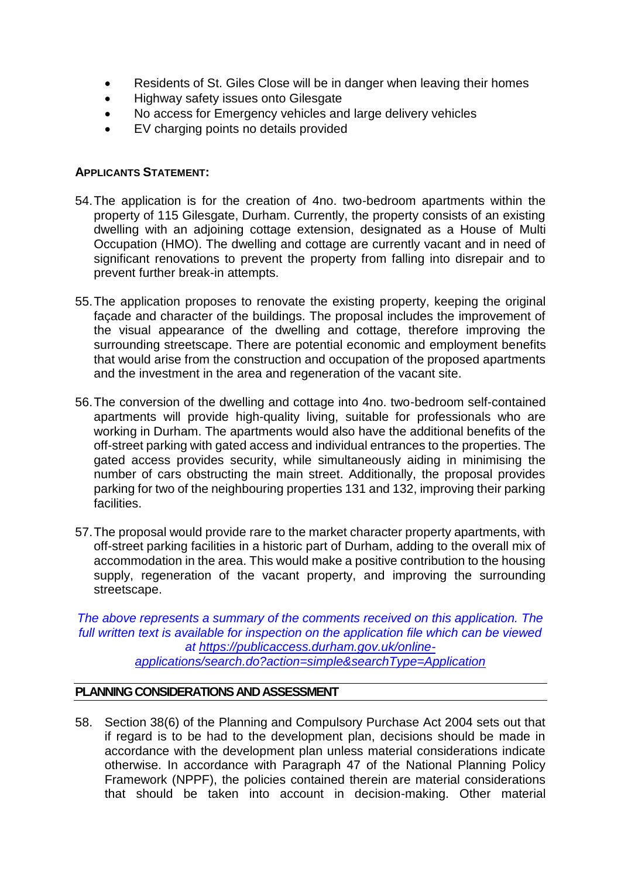- Residents of St. Giles Close will be in danger when leaving their homes
- Highway safety issues onto Gilesgate
- No access for Emergency vehicles and large delivery vehicles
- EV charging points no details provided

**APPLICANTS STATEMENT:**

54. The application is for the creation of 4no. two-bedroom apartments within the property of 115 Gilesgate, Durham. Currently, the property consists of an existing dwelling with an adjoining cottage extension, designated as a House of Multi Occupation (HMO). The dwelling and cottage are currently vacant and in need of significant renovations to prevent the property from falling into disrepair and to prevent further break-in attempts.

55. The application proposes to renovate the existing property, keeping the original façade and character of the buildings. The proposal includes the improvement of the visual appearance of the dwelling and cottage, therefore improving the surrounding streetscape. There are potential economic and employment benefits that would arise from the construction and occupation of the proposed apartments and the investment in the area and regeneration of the vacant site.

56. The conversion of the dwelling and cottage into 4no. two-bedroom self-contained apartments will provide high-quality living, suitable for professionals who are working in Durham. The apartments would also have the additional benefits of the off-street parking with gated access and individual entrances to the properties. The gated access provides security, while simultaneously aiding in minimising the number of cars obstructing the main street. Additionally, the proposal provides parking for two of the neighbouring properties 131 and 132, improving their parking facilities.

57. The proposal would provide rare to the market character property apartments, with off-street parking facilities in a historic part of Durham, adding to the overall mix of accommodation in the area. This would make a positive contribution to the housing supply, regeneration of the vacant property, and improving the surrounding streetscape.

*The above represents a summary of the comments received on this application. The full written text is available for inspection on the application file which can be viewed at [https://publicaccess.durham.gov.uk/online-applications/search.do?action=simple&searchType=Application](https://publicaccess.durham.gov.uk/online-applications/search.do?action=simple&searchType=Application)*

## PLANNING CONSIDERATIONS AND ASSESSMENT

58. Section 38(6) of the Planning and Compulsory Purchase Act 2004 sets out that if regard is to be had to the development plan, decisions should be made in accordance with the development plan unless material considerations indicate otherwise. In accordance with Paragraph 47 of the National Planning Policy Framework (NPPF), the policies contained therein are material considerations that should be taken into account in decision-making. Other material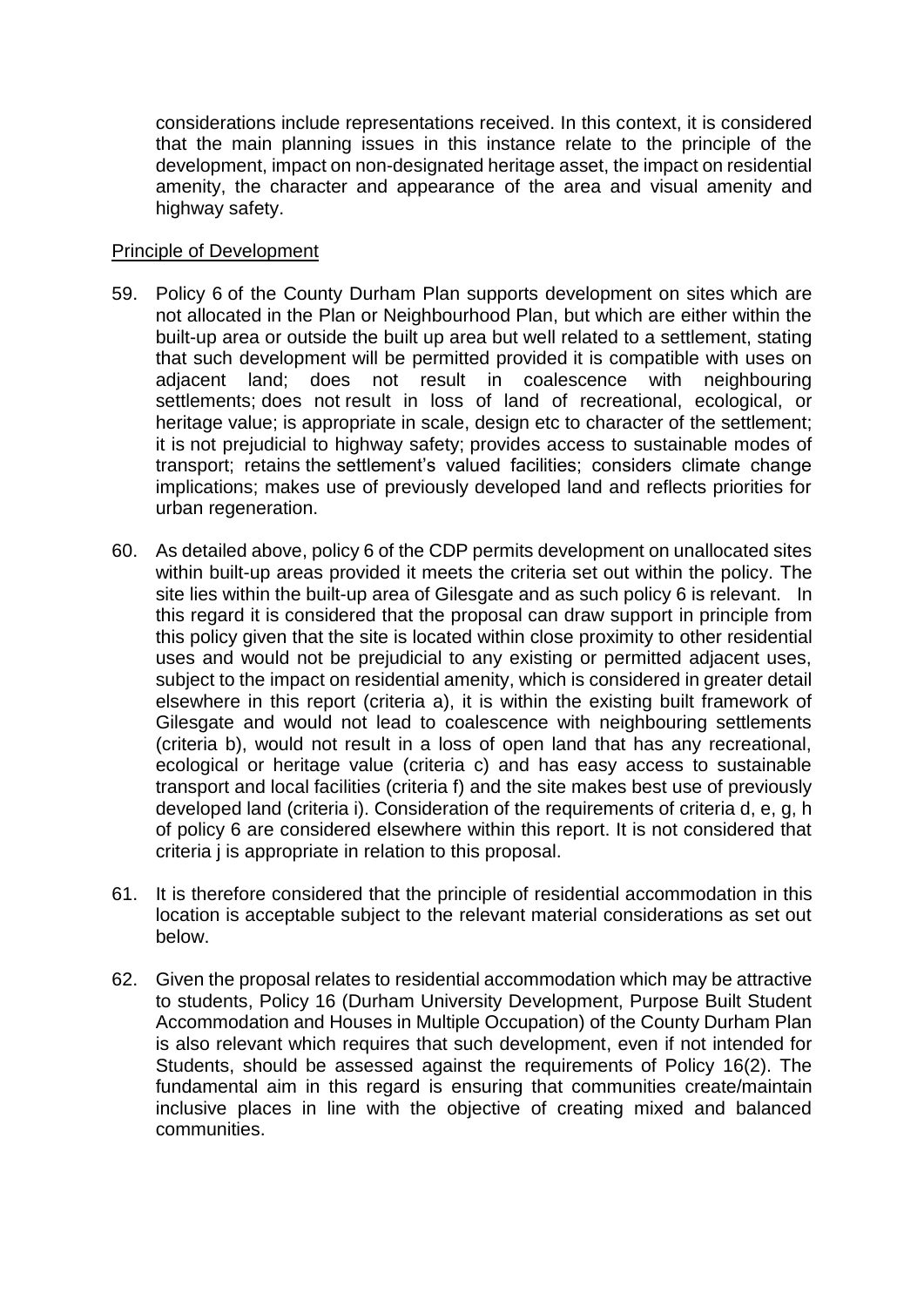considerations include representations received. In this context, it is considered that the main planning issues in this instance relate to the principle of the development, impact on non-designated heritage asset, the impact on residential amenity, the character and appearance of the area and visual amenity and highway safety.

Principle of Development

59. Policy 6 of the County Durham Plan supports development on sites which are not allocated in the Plan or Neighbourhood Plan, but which are either within the built-up area or outside the built up area but well related to a settlement, stating that such development will be permitted provided it is compatible with uses on adjacent land; does not result in coalescence with neighbouring settlements; does not result in loss of land of recreational, ecological, or heritage value; is appropriate in scale, design etc to character of the settlement; it is not prejudicial to highway safety; provides access to sustainable modes of transport; retains the settlement's valued facilities; considers climate change implications; makes use of previously developed land and reflects priorities for urban regeneration.

60. As detailed above, policy 6 of the CDP permits development on unallocated sites within built-up areas provided it meets the criteria set out within the policy. The site lies within the built-up area of Gilesgate and as such policy 6 is relevant. In this regard it is considered that the proposal can draw support in principle from this policy given that the site is located within close proximity to other residential uses and would not be prejudicial to any existing or permitted adjacent uses, subject to the impact on residential amenity, which is considered in greater detail elsewhere in this report (criteria a), it is within the existing built framework of Gilesgate and would not lead to coalescence with neighbouring settlements (criteria b), would not result in a loss of open land that has any recreational, ecological or heritage value (criteria c) and has easy access to sustainable transport and local facilities (criteria f) and the site makes best use of previously developed land (criteria i). Consideration of the requirements of criteria d, e, g, h of policy 6 are considered elsewhere within this report. It is not considered that criteria j is appropriate in relation to this proposal.

61. It is therefore considered that the principle of residential accommodation in this location is acceptable subject to the relevant material considerations as set out below.

62. Given the proposal relates to residential accommodation which may be attractive to students, Policy 16 (Durham University Development, Purpose Built Student Accommodation and Houses in Multiple Occupation) of the County Durham Plan is also relevant which requires that such development, even if not intended for Students, should be assessed against the requirements of Policy 16(2). The fundamental aim in this regard is ensuring that communities create/maintain inclusive places in line with the objective of creating mixed and balanced communities.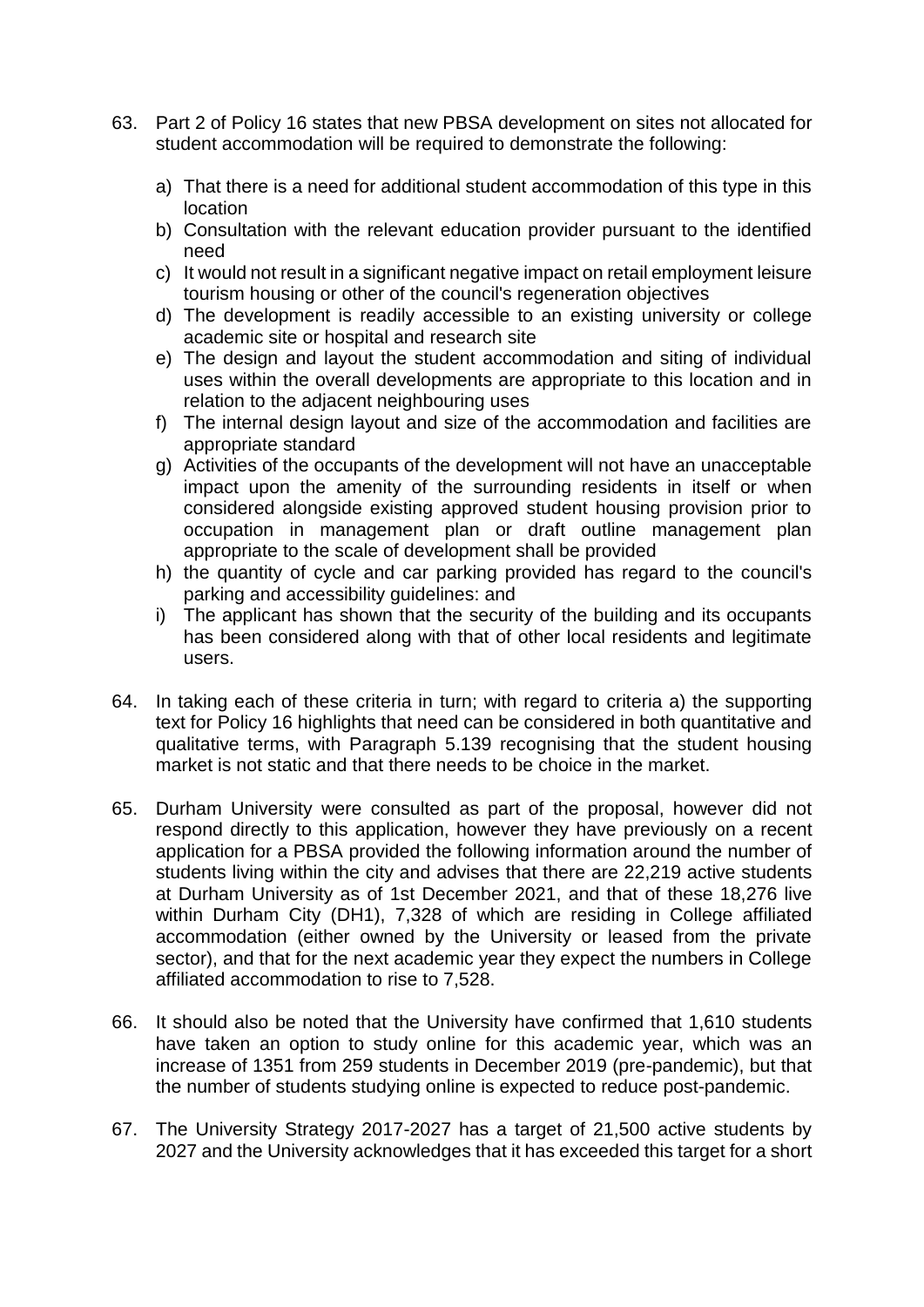63. Part 2 of Policy 16 states that new PBSA development on sites not allocated for student accommodation will be required to demonstrate the following:

    a) That there is a need for additional student accommodation of this type in this location
    b) Consultation with the relevant education provider pursuant to the identified need
    c) It would not result in a significant negative impact on retail employment leisure tourism housing or other of the council's regeneration objectives
    d) The development is readily accessible to an existing university or college academic site or hospital and research site
    e) The design and layout the student accommodation and siting of individual uses within the overall developments are appropriate to this location and in relation to the adjacent neighbouring uses
    f) The internal design layout and size of the accommodation and facilities are appropriate standard
    g) Activities of the occupants of the development will not have an unacceptable impact upon the amenity of the surrounding residents in itself or when considered alongside existing approved student housing provision prior to occupation in management plan or draft outline management plan appropriate to the scale of development shall be provided
    h) the quantity of cycle and car parking provided has regard to the council's parking and accessibility guidelines: and
    i) The applicant has shown that the security of the building and its occupants has been considered along with that of other local residents and legitimate users.

64. In taking each of these criteria in turn; with regard to criteria a) the supporting text for Policy 16 highlights that need can be considered in both quantitative and qualitative terms, with Paragraph 5.139 recognising that the student housing market is not static and that there needs to be choice in the market.

65. Durham University were consulted as part of the proposal, however did not respond directly to this application, however they have previously on a recent application for a PBSA provided the following information around the number of students living within the city and advises that there are 22,219 active students at Durham University as of 1st December 2021, and that of these 18,276 live within Durham City (DH1), 7,328 of which are residing in College affiliated accommodation (either owned by the University or leased from the private sector), and that for the next academic year they expect the numbers in College affiliated accommodation to rise to 7,528.

66. It should also be noted that the University have confirmed that 1,610 students have taken an option to study online for this academic year, which was an increase of 1351 from 259 students in December 2019 (pre-pandemic), but that the number of students studying online is expected to reduce post-pandemic.

67. The University Strategy 2017-2027 has a target of 21,500 active students by 2027 and the University acknowledges that it has exceeded this target for a short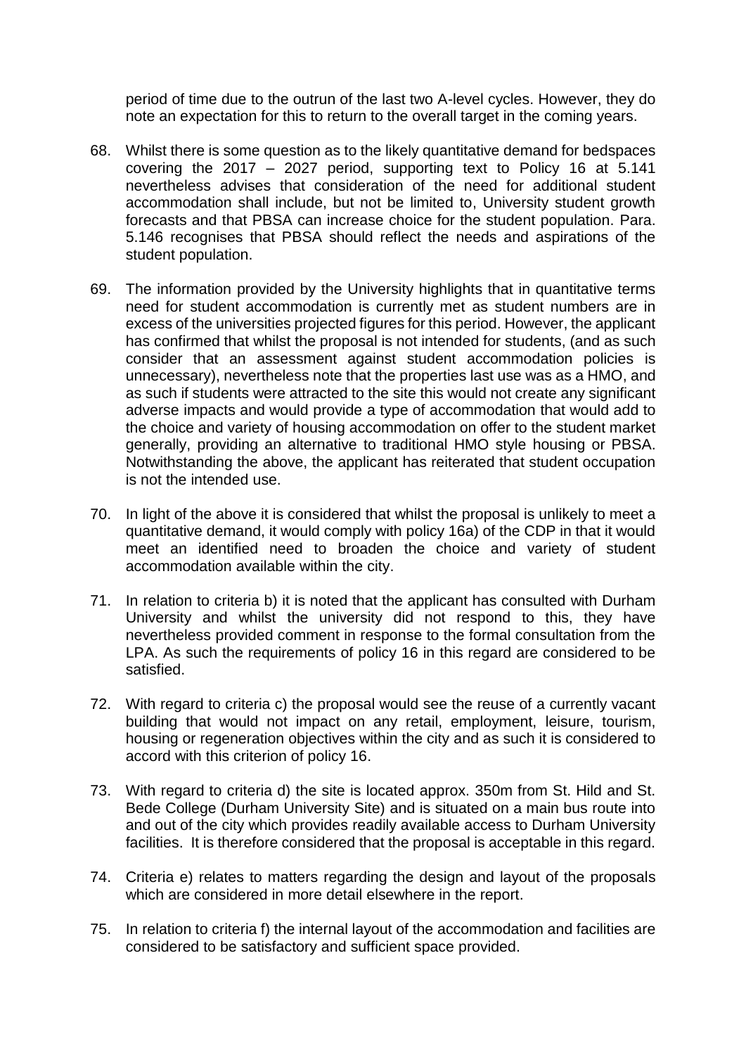period of time due to the outrun of the last two A-level cycles. However, they do note an expectation for this to return to the overall target in the coming years.

68. Whilst there is some question as to the likely quantitative demand for bedspaces covering the 2017 – 2027 period, supporting text to Policy 16 at 5.141 nevertheless advises that consideration of the need for additional student accommodation shall include, but not be limited to, University student growth forecasts and that PBSA can increase choice for the student population. Para. 5.146 recognises that PBSA should reflect the needs and aspirations of the student population.

69. The information provided by the University highlights that in quantitative terms need for student accommodation is currently met as student numbers are in excess of the universities projected figures for this period. However, the applicant has confirmed that whilst the proposal is not intended for students, (and as such consider that an assessment against student accommodation policies is unnecessary), nevertheless note that the properties last use was as a HMO, and as such if students were attracted to the site this would not create any significant adverse impacts and would provide a type of accommodation that would add to the choice and variety of housing accommodation on offer to the student market generally, providing an alternative to traditional HMO style housing or PBSA. Notwithstanding the above, the applicant has reiterated that student occupation is not the intended use.

70. In light of the above it is considered that whilst the proposal is unlikely to meet a quantitative demand, it would comply with policy 16a) of the CDP in that it would meet an identified need to broaden the choice and variety of student accommodation available within the city.

71. In relation to criteria b) it is noted that the applicant has consulted with Durham University and whilst the university did not respond to this, they have nevertheless provided comment in response to the formal consultation from the LPA. As such the requirements of policy 16 in this regard are considered to be satisfied.

72. With regard to criteria c) the proposal would see the reuse of a currently vacant building that would not impact on any retail, employment, leisure, tourism, housing or regeneration objectives within the city and as such it is considered to accord with this criterion of policy 16.

73. With regard to criteria d) the site is located approx. 350m from St. Hild and St. Bede College (Durham University Site) and is situated on a main bus route into and out of the city which provides readily available access to Durham University facilities. It is therefore considered that the proposal is acceptable in this regard.

74. Criteria e) relates to matters regarding the design and layout of the proposals which are considered in more detail elsewhere in the report.

75. In relation to criteria f) the internal layout of the accommodation and facilities are considered to be satisfactory and sufficient space provided.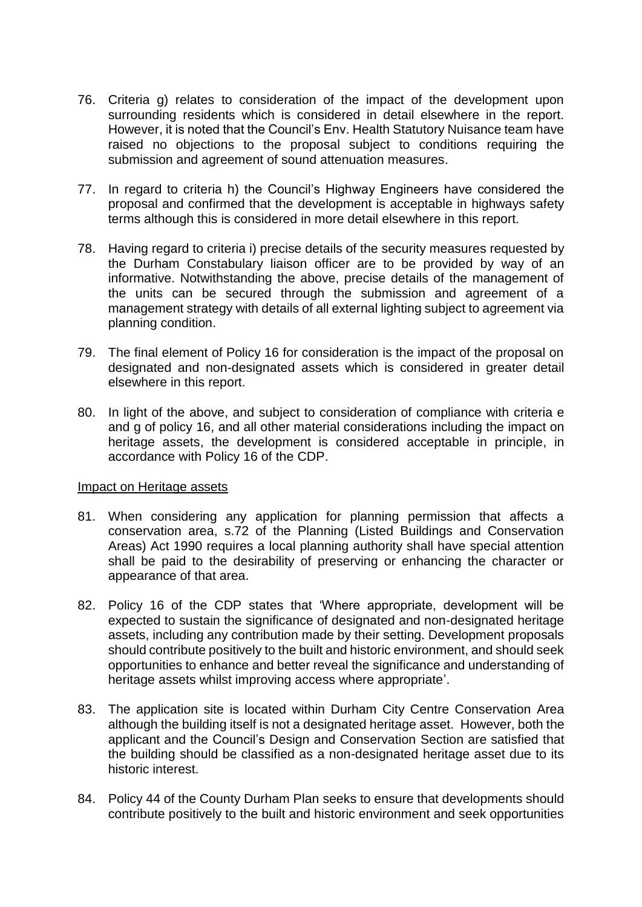76. Criteria g) relates to consideration of the impact of the development upon surrounding residents which is considered in detail elsewhere in the report. However, it is noted that the Council's Env. Health Statutory Nuisance team have raised no objections to the proposal subject to conditions requiring the submission and agreement of sound attenuation measures.

77. In regard to criteria h) the Council's Highway Engineers have considered the proposal and confirmed that the development is acceptable in highways safety terms although this is considered in more detail elsewhere in this report.

78. Having regard to criteria i) precise details of the security measures requested by the Durham Constabulary liaison officer are to be provided by way of an informative. Notwithstanding the above, precise details of the management of the units can be secured through the submission and agreement of a management strategy with details of all external lighting subject to agreement via planning condition.

79. The final element of Policy 16 for consideration is the impact of the proposal on designated and non-designated assets which is considered in greater detail elsewhere in this report.

80. In light of the above, and subject to consideration of compliance with criteria e and g of policy 16, and all other material considerations including the impact on heritage assets, the development is considered acceptable in principle, in accordance with Policy 16 of the CDP.

Impact on Heritage assets

81. When considering any application for planning permission that affects a conservation area, s.72 of the Planning (Listed Buildings and Conservation Areas) Act 1990 requires a local planning authority shall have special attention shall be paid to the desirability of preserving or enhancing the character or appearance of that area.

82. Policy 16 of the CDP states that 'Where appropriate, development will be expected to sustain the significance of designated and non-designated heritage assets, including any contribution made by their setting. Development proposals should contribute positively to the built and historic environment, and should seek opportunities to enhance and better reveal the significance and understanding of heritage assets whilst improving access where appropriate'.

83. The application site is located within Durham City Centre Conservation Area although the building itself is not a designated heritage asset. However, both the applicant and the Council's Design and Conservation Section are satisfied that the building should be classified as a non-designated heritage asset due to its historic interest.

84. Policy 44 of the County Durham Plan seeks to ensure that developments should contribute positively to the built and historic environment and seek opportunities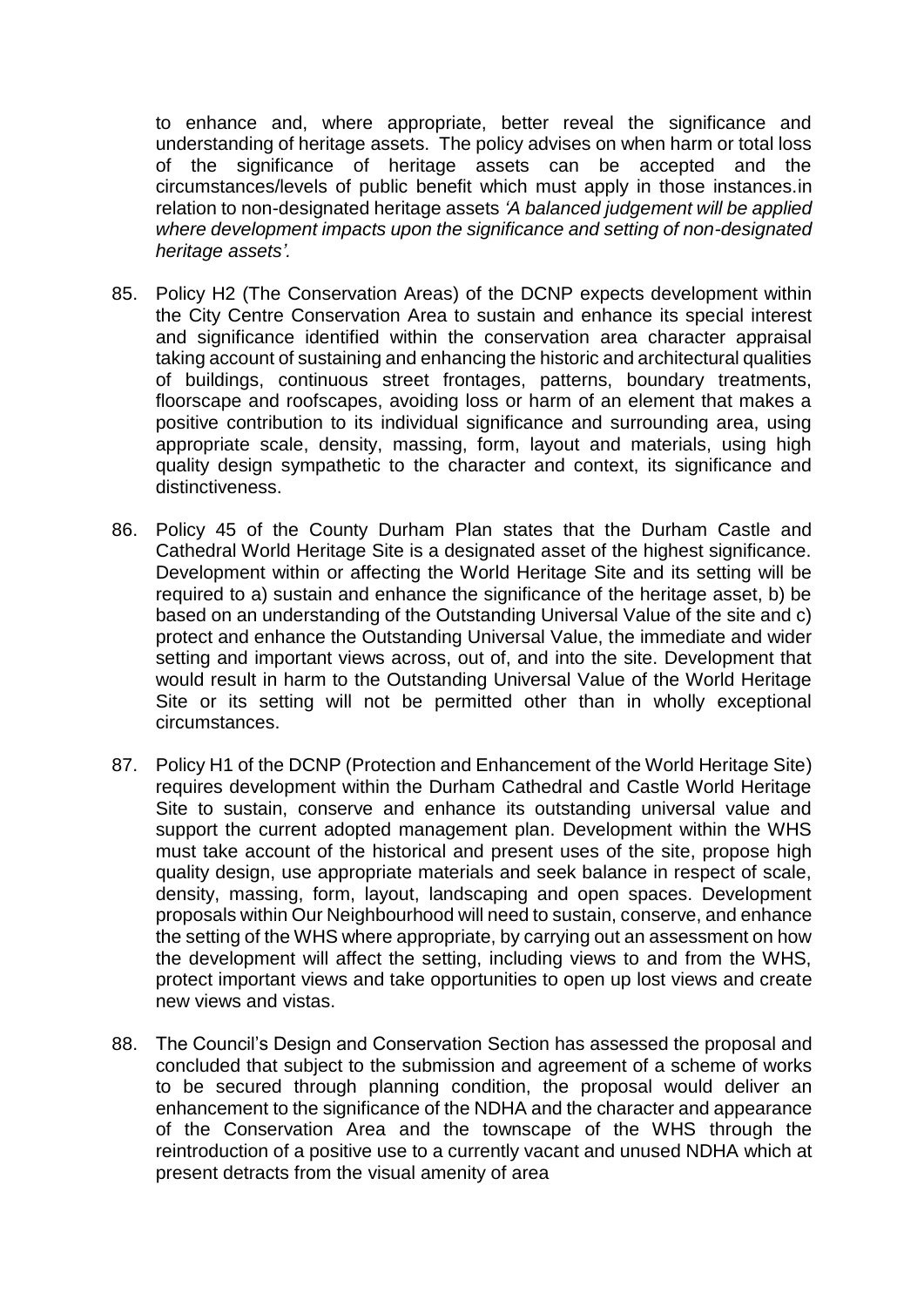to enhance and, where appropriate, better reveal the significance and understanding of heritage assets. The policy advises on when harm or total loss of the significance of heritage assets can be accepted and the circumstances/levels of public benefit which must apply in those instances.in relation to non-designated heritage assets *'A balanced judgement will be applied where development impacts upon the significance and setting of non-designated heritage assets'.*

85. Policy H2 (The Conservation Areas) of the DCNP expects development within the City Centre Conservation Area to sustain and enhance its special interest and significance identified within the conservation area character appraisal taking account of sustaining and enhancing the historic and architectural qualities of buildings, continuous street frontages, patterns, boundary treatments, floorscape and roofscapes, avoiding loss or harm of an element that makes a positive contribution to its individual significance and surrounding area, using appropriate scale, density, massing, form, layout and materials, using high quality design sympathetic to the character and context, its significance and distinctiveness.

86. Policy 45 of the County Durham Plan states that the Durham Castle and Cathedral World Heritage Site is a designated asset of the highest significance. Development within or affecting the World Heritage Site and its setting will be required to a) sustain and enhance the significance of the heritage asset, b) be based on an understanding of the Outstanding Universal Value of the site and c) protect and enhance the Outstanding Universal Value, the immediate and wider setting and important views across, out of, and into the site. Development that would result in harm to the Outstanding Universal Value of the World Heritage Site or its setting will not be permitted other than in wholly exceptional circumstances.

87. Policy H1 of the DCNP (Protection and Enhancement of the World Heritage Site) requires development within the Durham Cathedral and Castle World Heritage Site to sustain, conserve and enhance its outstanding universal value and support the current adopted management plan. Development within the WHS must take account of the historical and present uses of the site, propose high quality design, use appropriate materials and seek balance in respect of scale, density, massing, form, layout, landscaping and open spaces. Development proposals within Our Neighbourhood will need to sustain, conserve, and enhance the setting of the WHS where appropriate, by carrying out an assessment on how the development will affect the setting, including views to and from the WHS, protect important views and take opportunities to open up lost views and create new views and vistas.

88. The Council's Design and Conservation Section has assessed the proposal and concluded that subject to the submission and agreement of a scheme of works to be secured through planning condition, the proposal would deliver an enhancement to the significance of the NDHA and the character and appearance of the Conservation Area and the townscape of the WHS through the reintroduction of a positive use to a currently vacant and unused NDHA which at present detracts from the visual amenity of area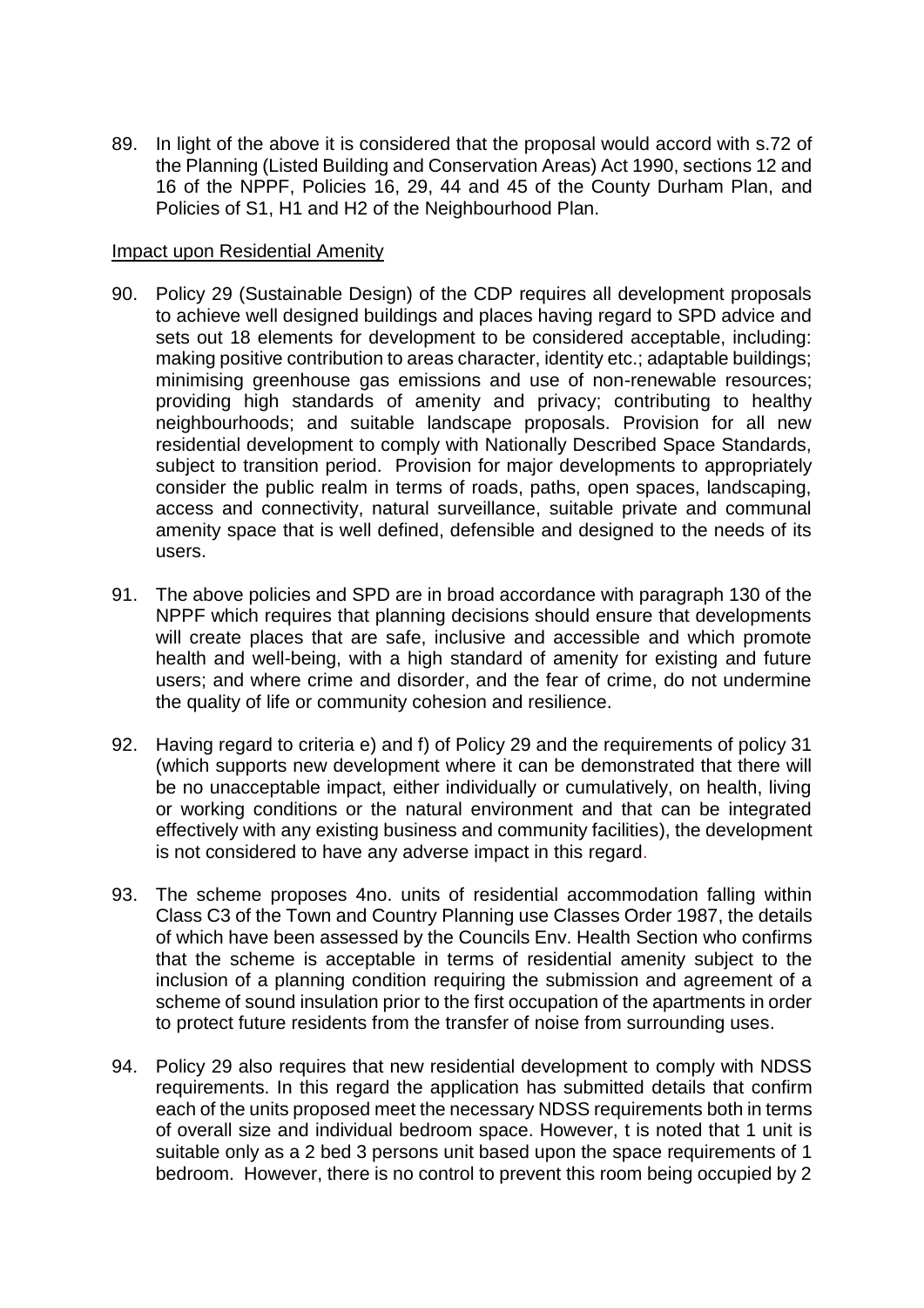89. In light of the above it is considered that the proposal would accord with s.72 of the Planning (Listed Building and Conservation Areas) Act 1990, sections 12 and 16 of the NPPF, Policies 16, 29, 44 and 45 of the County Durham Plan, and Policies of S1, H1 and H2 of the Neighbourhood Plan.

Impact upon Residential Amenity

90. Policy 29 (Sustainable Design) of the CDP requires all development proposals to achieve well designed buildings and places having regard to SPD advice and sets out 18 elements for development to be considered acceptable, including: making positive contribution to areas character, identity etc.; adaptable buildings; minimising greenhouse gas emissions and use of non-renewable resources; providing high standards of amenity and privacy; contributing to healthy neighbourhoods; and suitable landscape proposals. Provision for all new residential development to comply with Nationally Described Space Standards, subject to transition period. Provision for major developments to appropriately consider the public realm in terms of roads, paths, open spaces, landscaping, access and connectivity, natural surveillance, suitable private and communal amenity space that is well defined, defensible and designed to the needs of its users.

91. The above policies and SPD are in broad accordance with paragraph 130 of the NPPF which requires that planning decisions should ensure that developments will create places that are safe, inclusive and accessible and which promote health and well-being, with a high standard of amenity for existing and future users; and where crime and disorder, and the fear of crime, do not undermine the quality of life or community cohesion and resilience.

92. Having regard to criteria e) and f) of Policy 29 and the requirements of policy 31 (which supports new development where it can be demonstrated that there will be no unacceptable impact, either individually or cumulatively, on health, living or working conditions or the natural environment and that can be integrated effectively with any existing business and community facilities), the development is not considered to have any adverse impact in this regard.

93. The scheme proposes 4no. units of residential accommodation falling within Class C3 of the Town and Country Planning use Classes Order 1987, the details of which have been assessed by the Councils Env. Health Section who confirms that the scheme is acceptable in terms of residential amenity subject to the inclusion of a planning condition requiring the submission and agreement of a scheme of sound insulation prior to the first occupation of the apartments in order to protect future residents from the transfer of noise from surrounding uses.

94. Policy 29 also requires that new residential development to comply with NDSS requirements. In this regard the application has submitted details that confirm each of the units proposed meet the necessary NDSS requirements both in terms of overall size and individual bedroom space. However, t is noted that 1 unit is suitable only as a 2 bed 3 persons unit based upon the space requirements of 1 bedroom. However, there is no control to prevent this room being occupied by 2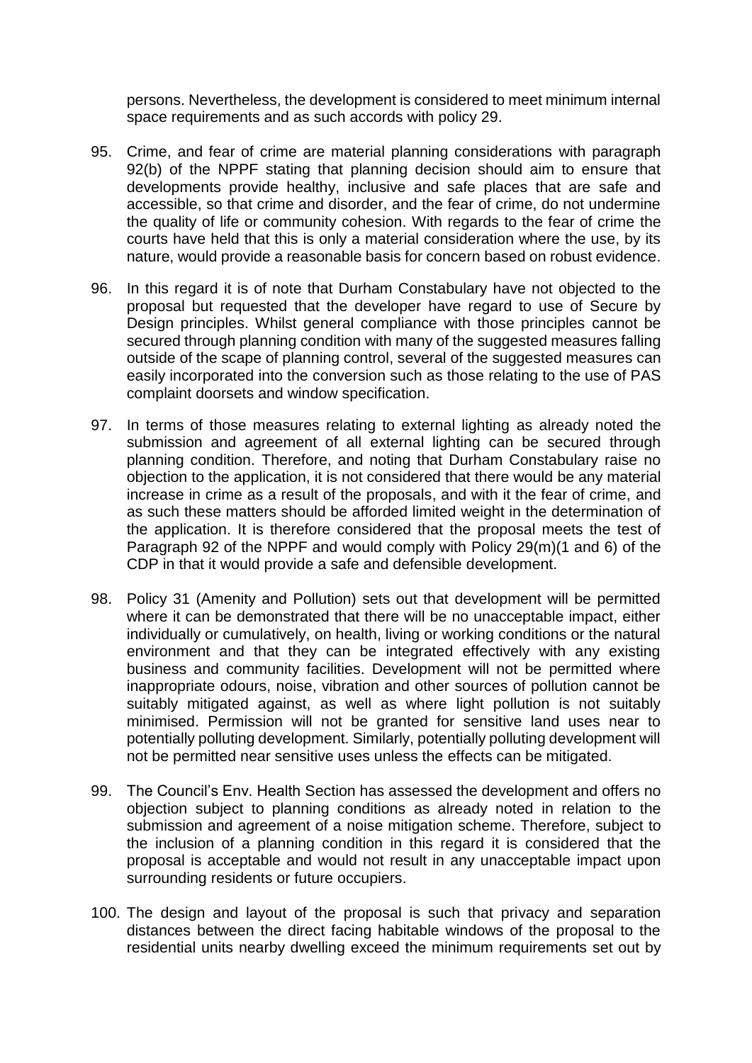persons. Nevertheless, the development is considered to meet minimum internal space requirements and as such accords with policy 29.

95. Crime, and fear of crime are material planning considerations with paragraph 92(b) of the NPPF stating that planning decision should aim to ensure that developments provide healthy, inclusive and safe places that are safe and accessible, so that crime and disorder, and the fear of crime, do not undermine the quality of life or community cohesion. With regards to the fear of crime the courts have held that this is only a material consideration where the use, by its nature, would provide a reasonable basis for concern based on robust evidence.

96. In this regard it is of note that Durham Constabulary have not objected to the proposal but requested that the developer have regard to use of Secure by Design principles. Whilst general compliance with those principles cannot be secured through planning condition with many of the suggested measures falling outside of the scape of planning control, several of the suggested measures can easily incorporated into the conversion such as those relating to the use of PAS complaint doorsets and window specification.

97. In terms of those measures relating to external lighting as already noted the submission and agreement of all external lighting can be secured through planning condition. Therefore, and noting that Durham Constabulary raise no objection to the application, it is not considered that there would be any material increase in crime as a result of the proposals, and with it the fear of crime, and as such these matters should be afforded limited weight in the determination of the application. It is therefore considered that the proposal meets the test of Paragraph 92 of the NPPF and would comply with Policy 29(m)(1 and 6) of the CDP in that it would provide a safe and defensible development.

98. Policy 31 (Amenity and Pollution) sets out that development will be permitted where it can be demonstrated that there will be no unacceptable impact, either individually or cumulatively, on health, living or working conditions or the natural environment and that they can be integrated effectively with any existing business and community facilities. Development will not be permitted where inappropriate odours, noise, vibration and other sources of pollution cannot be suitably mitigated against, as well as where light pollution is not suitably minimised. Permission will not be granted for sensitive land uses near to potentially polluting development. Similarly, potentially polluting development will not be permitted near sensitive uses unless the effects can be mitigated.

99. The Council's Env. Health Section has assessed the development and offers no objection subject to planning conditions as already noted in relation to the submission and agreement of a noise mitigation scheme. Therefore, subject to the inclusion of a planning condition in this regard it is considered that the proposal is acceptable and would not result in any unacceptable impact upon surrounding residents or future occupiers.

100. The design and layout of the proposal is such that privacy and separation distances between the direct facing habitable windows of the proposal to the residential units nearby dwelling exceed the minimum requirements set out by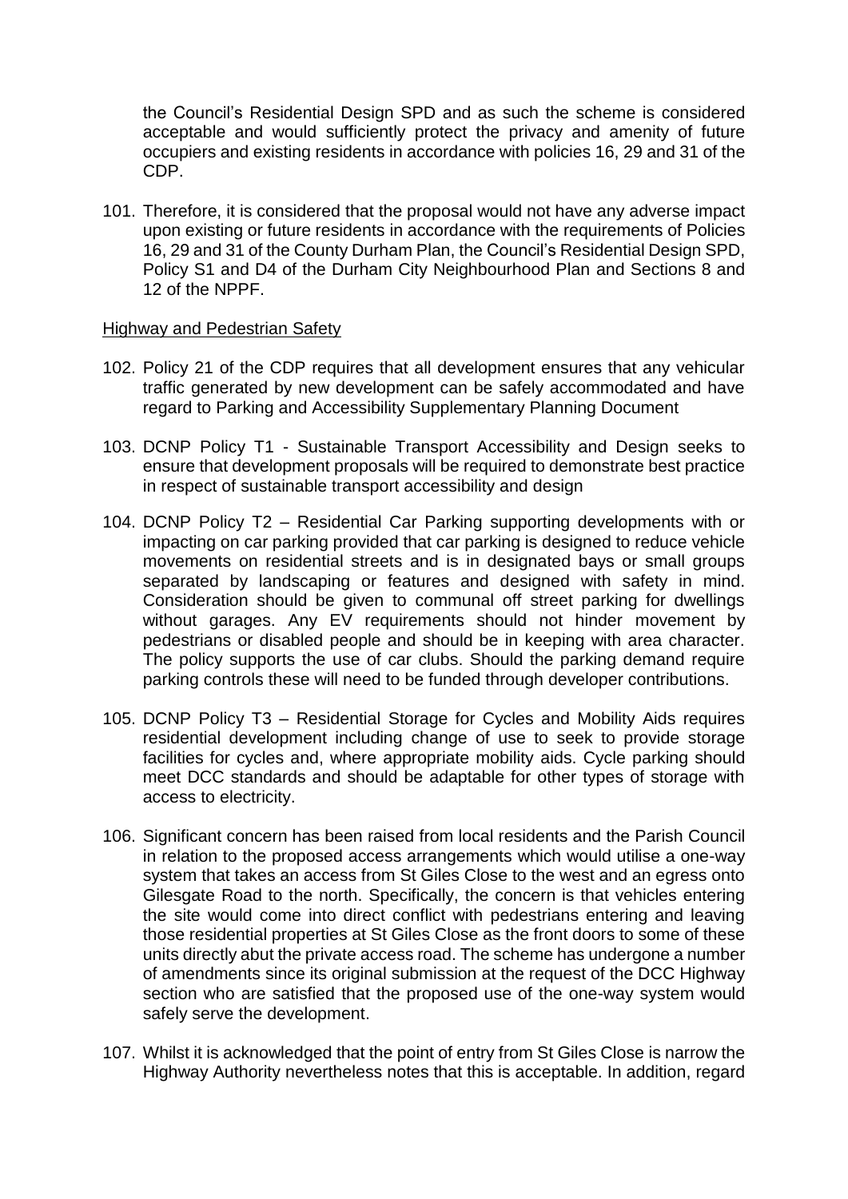the Council's Residential Design SPD and as such the scheme is considered acceptable and would sufficiently protect the privacy and amenity of future occupiers and existing residents in accordance with policies 16, 29 and 31 of the CDP.

101. Therefore, it is considered that the proposal would not have any adverse impact upon existing or future residents in accordance with the requirements of Policies 16, 29 and 31 of the County Durham Plan, the Council's Residential Design SPD, Policy S1 and D4 of the Durham City Neighbourhood Plan and Sections 8 and 12 of the NPPF.

<u>Highway and Pedestrian Safety</u>

102. Policy 21 of the CDP requires that all development ensures that any vehicular traffic generated by new development can be safely accommodated and have regard to Parking and Accessibility Supplementary Planning Document

103. DCNP Policy T1 - Sustainable Transport Accessibility and Design seeks to ensure that development proposals will be required to demonstrate best practice in respect of sustainable transport accessibility and design

104. DCNP Policy T2 – Residential Car Parking supporting developments with or impacting on car parking provided that car parking is designed to reduce vehicle movements on residential streets and is in designated bays or small groups separated by landscaping or features and designed with safety in mind. Consideration should be given to communal off street parking for dwellings without garages. Any EV requirements should not hinder movement by pedestrians or disabled people and should be in keeping with area character. The policy supports the use of car clubs. Should the parking demand require parking controls these will need to be funded through developer contributions.

105. DCNP Policy T3 – Residential Storage for Cycles and Mobility Aids requires residential development including change of use to seek to provide storage facilities for cycles and, where appropriate mobility aids. Cycle parking should meet DCC standards and should be adaptable for other types of storage with access to electricity.

106. Significant concern has been raised from local residents and the Parish Council in relation to the proposed access arrangements which would utilise a one-way system that takes an access from St Giles Close to the west and an egress onto Gilesgate Road to the north. Specifically, the concern is that vehicles entering the site would come into direct conflict with pedestrians entering and leaving those residential properties at St Giles Close as the front doors to some of these units directly abut the private access road. The scheme has undergone a number of amendments since its original submission at the request of the DCC Highway section who are satisfied that the proposed use of the one-way system would safely serve the development.

107. Whilst it is acknowledged that the point of entry from St Giles Close is narrow the Highway Authority nevertheless notes that this is acceptable. In addition, regard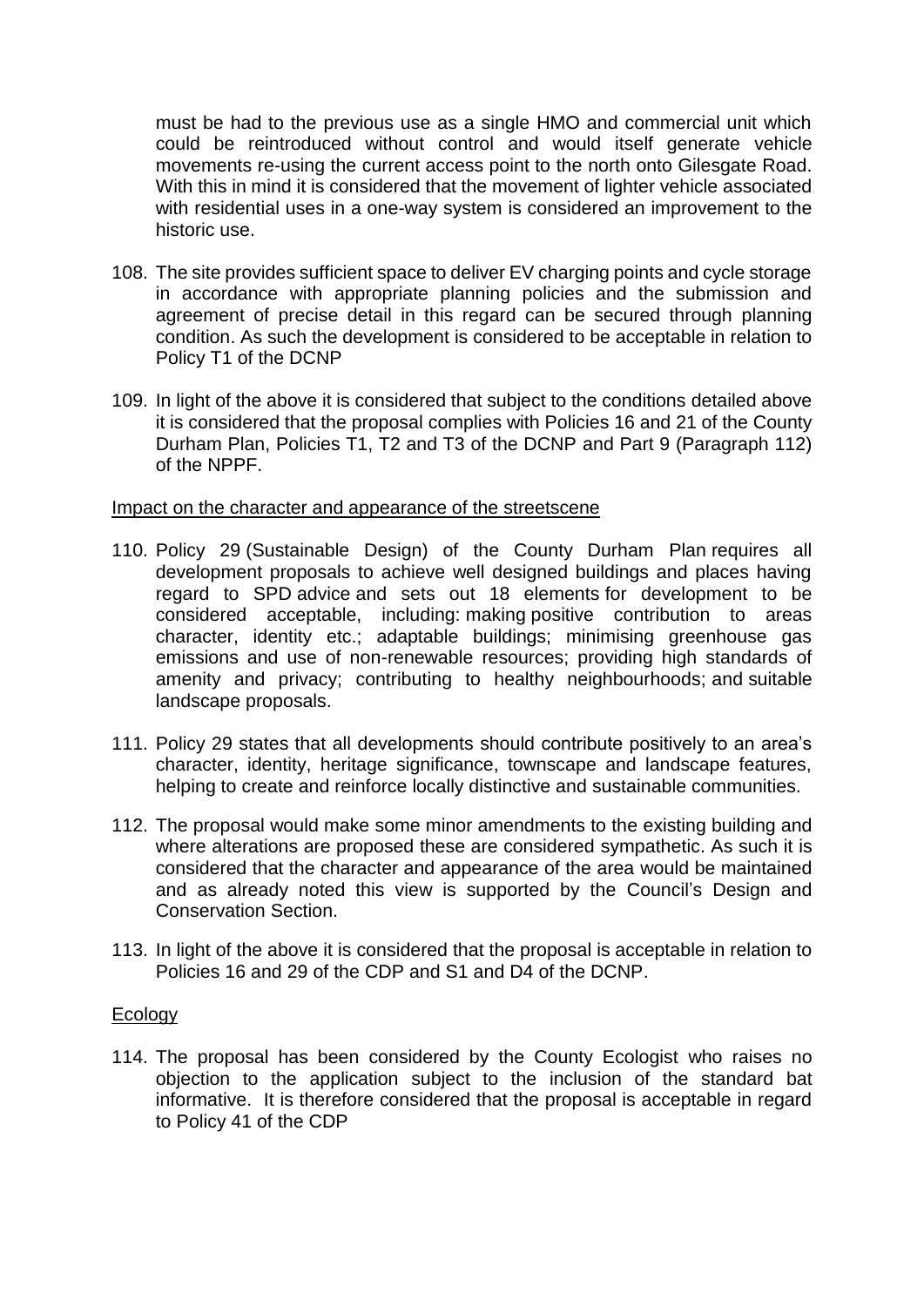must be had to the previous use as a single HMO and commercial unit which could be reintroduced without control and would itself generate vehicle movements re-using the current access point to the north onto Gilesgate Road. With this in mind it is considered that the movement of lighter vehicle associated with residential uses in a one-way system is considered an improvement to the historic use.

108. The site provides sufficient space to deliver EV charging points and cycle storage in accordance with appropriate planning policies and the submission and agreement of precise detail in this regard can be secured through planning condition. As such the development is considered to be acceptable in relation to Policy T1 of the DCNP

109. In light of the above it is considered that subject to the conditions detailed above it is considered that the proposal complies with Policies 16 and 21 of the County Durham Plan, Policies T1, T2 and T3 of the DCNP and Part 9 (Paragraph 112) of the NPPF.

Impact on the character and appearance of the streetscene

110. Policy 29 (Sustainable Design) of the County Durham Plan requires all development proposals to achieve well designed buildings and places having regard to SPD advice and sets out 18 elements for development to be considered acceptable, including: making positive contribution to areas character, identity etc.; adaptable buildings; minimising greenhouse gas emissions and use of non-renewable resources; providing high standards of amenity and privacy; contributing to healthy neighbourhoods; and suitable landscape proposals.

111. Policy 29 states that all developments should contribute positively to an area's character, identity, heritage significance, townscape and landscape features, helping to create and reinforce locally distinctive and sustainable communities.

112. The proposal would make some minor amendments to the existing building and where alterations are proposed these are considered sympathetic. As such it is considered that the character and appearance of the area would be maintained and as already noted this view is supported by the Council's Design and Conservation Section.

113. In light of the above it is considered that the proposal is acceptable in relation to Policies 16 and 29 of the CDP and S1 and D4 of the DCNP.

Ecology

114. The proposal has been considered by the County Ecologist who raises no objection to the application subject to the inclusion of the standard bat informative. It is therefore considered that the proposal is acceptable in regard to Policy 41 of the CDP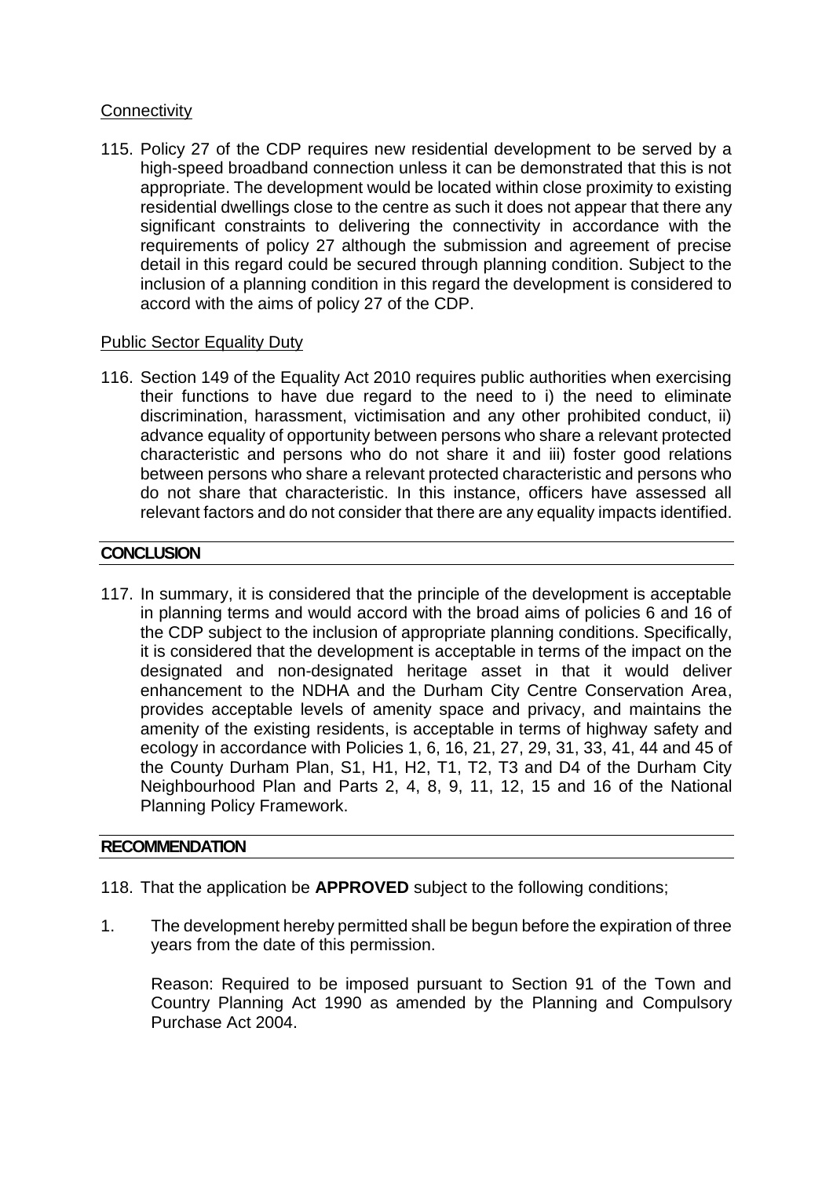Connectivity

115. Policy 27 of the CDP requires new residential development to be served by a high-speed broadband connection unless it can be demonstrated that this is not appropriate. The development would be located within close proximity to existing residential dwellings close to the centre as such it does not appear that there any significant constraints to delivering the connectivity in accordance with the requirements of policy 27 although the submission and agreement of precise detail in this regard could be secured through planning condition. Subject to the inclusion of a planning condition in this regard the development is considered to accord with the aims of policy 27 of the CDP.

Public Sector Equality Duty

116. Section 149 of the Equality Act 2010 requires public authorities when exercising their functions to have due regard to the need to i) the need to eliminate discrimination, harassment, victimisation and any other prohibited conduct, ii) advance equality of opportunity between persons who share a relevant protected characteristic and persons who do not share it and iii) foster good relations between persons who share a relevant protected characteristic and persons who do not share that characteristic. In this instance, officers have assessed all relevant factors and do not consider that there are any equality impacts identified.

## CONCLUSION

117. In summary, it is considered that the principle of the development is acceptable in planning terms and would accord with the broad aims of policies 6 and 16 of the CDP subject to the inclusion of appropriate planning conditions. Specifically, it is considered that the development is acceptable in terms of the impact on the designated and non-designated heritage asset in that it would deliver enhancement to the NDHA and the Durham City Centre Conservation Area, provides acceptable levels of amenity space and privacy, and maintains the amenity of the existing residents, is acceptable in terms of highway safety and ecology in accordance with Policies 1, 6, 16, 21, 27, 29, 31, 33, 41, 44 and 45 of the County Durham Plan, S1, H1, H2, T1, T2, T3 and D4 of the Durham City Neighbourhood Plan and Parts 2, 4, 8, 9, 11, 12, 15 and 16 of the National Planning Policy Framework.

## RECOMMENDATION

118. That the application be **APPROVED** subject to the following conditions;

1. The development hereby permitted shall be begun before the expiration of three years from the date of this permission.

   Reason: Required to be imposed pursuant to Section 91 of the Town and Country Planning Act 1990 as amended by the Planning and Compulsory Purchase Act 2004.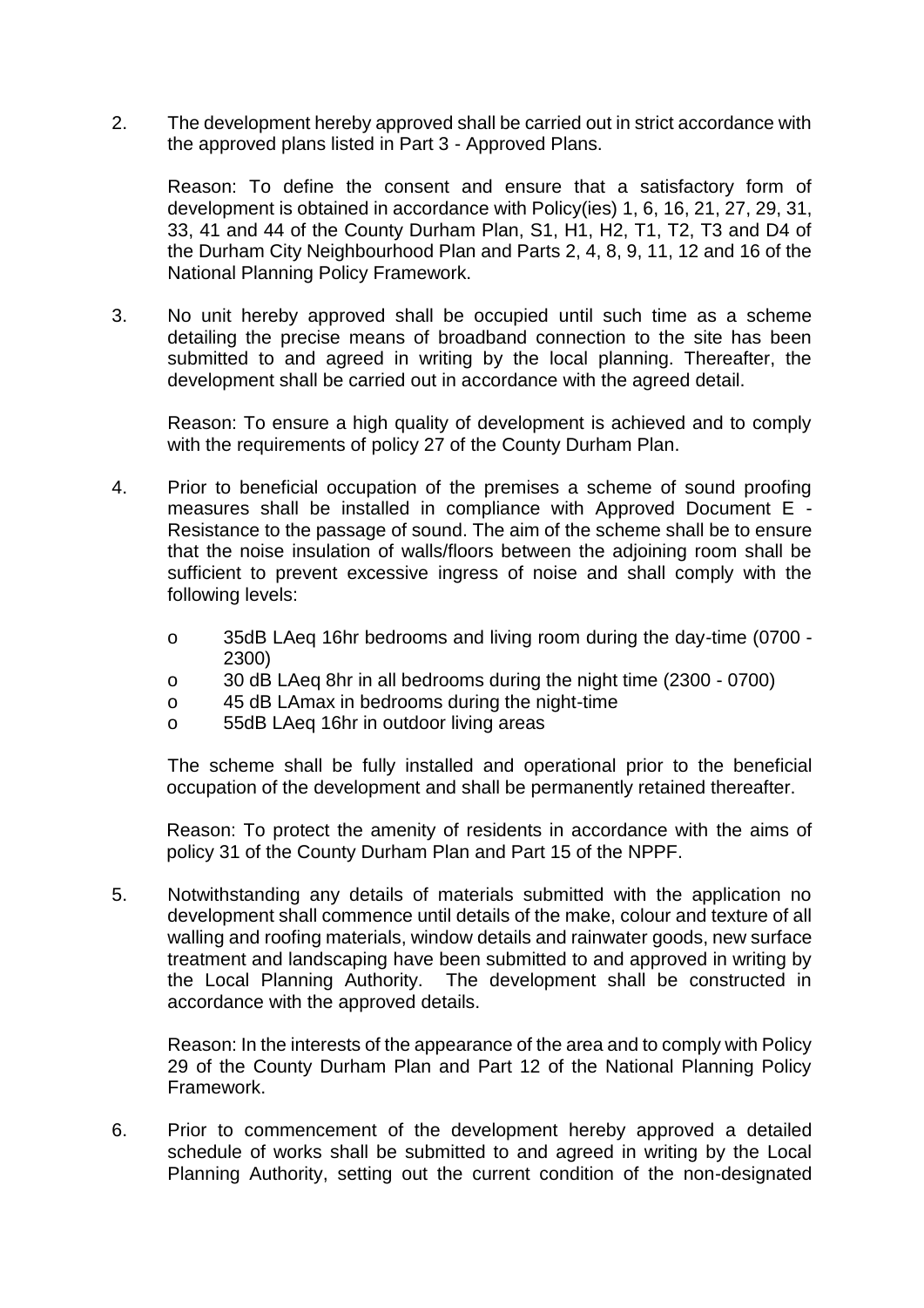2. The development hereby approved shall be carried out in strict accordance with the approved plans listed in Part 3 - Approved Plans.

   Reason: To define the consent and ensure that a satisfactory form of development is obtained in accordance with Policy(ies) 1, 6, 16, 21, 27, 29, 31, 33, 41 and 44 of the County Durham Plan, S1, H1, H2, T1, T2, T3 and D4 of the Durham City Neighbourhood Plan and Parts 2, 4, 8, 9, 11, 12 and 16 of the National Planning Policy Framework.

3. No unit hereby approved shall be occupied until such time as a scheme detailing the precise means of broadband connection to the site has been submitted to and agreed in writing by the local planning. Thereafter, the development shall be carried out in accordance with the agreed detail.

   Reason: To ensure a high quality of development is achieved and to comply with the requirements of policy 27 of the County Durham Plan.

4. Prior to beneficial occupation of the premises a scheme of sound proofing measures shall be installed in compliance with Approved Document E - Resistance to the passage of sound. The aim of the scheme shall be to ensure that the noise insulation of walls/floors between the adjoining room shall be sufficient to prevent excessive ingress of noise and shall comply with the following levels:

   - 35dB LAeq 16hr bedrooms and living room during the day-time (0700 - 2300)
   - 30 dB LAeq 8hr in all bedrooms during the night time (2300 - 0700)
   - 45 dB LAmax in bedrooms during the night-time
   - 55dB LAeq 16hr in outdoor living areas

   The scheme shall be fully installed and operational prior to the beneficial occupation of the development and shall be permanently retained thereafter.

   Reason: To protect the amenity of residents in accordance with the aims of policy 31 of the County Durham Plan and Part 15 of the NPPF.

5. Notwithstanding any details of materials submitted with the application no development shall commence until details of the make, colour and texture of all walling and roofing materials, window details and rainwater goods, new surface treatment and landscaping have been submitted to and approved in writing by the Local Planning Authority. The development shall be constructed in accordance with the approved details.

   Reason: In the interests of the appearance of the area and to comply with Policy 29 of the County Durham Plan and Part 12 of the National Planning Policy Framework.

6. Prior to commencement of the development hereby approved a detailed schedule of works shall be submitted to and agreed in writing by the Local Planning Authority, setting out the current condition of the non-designated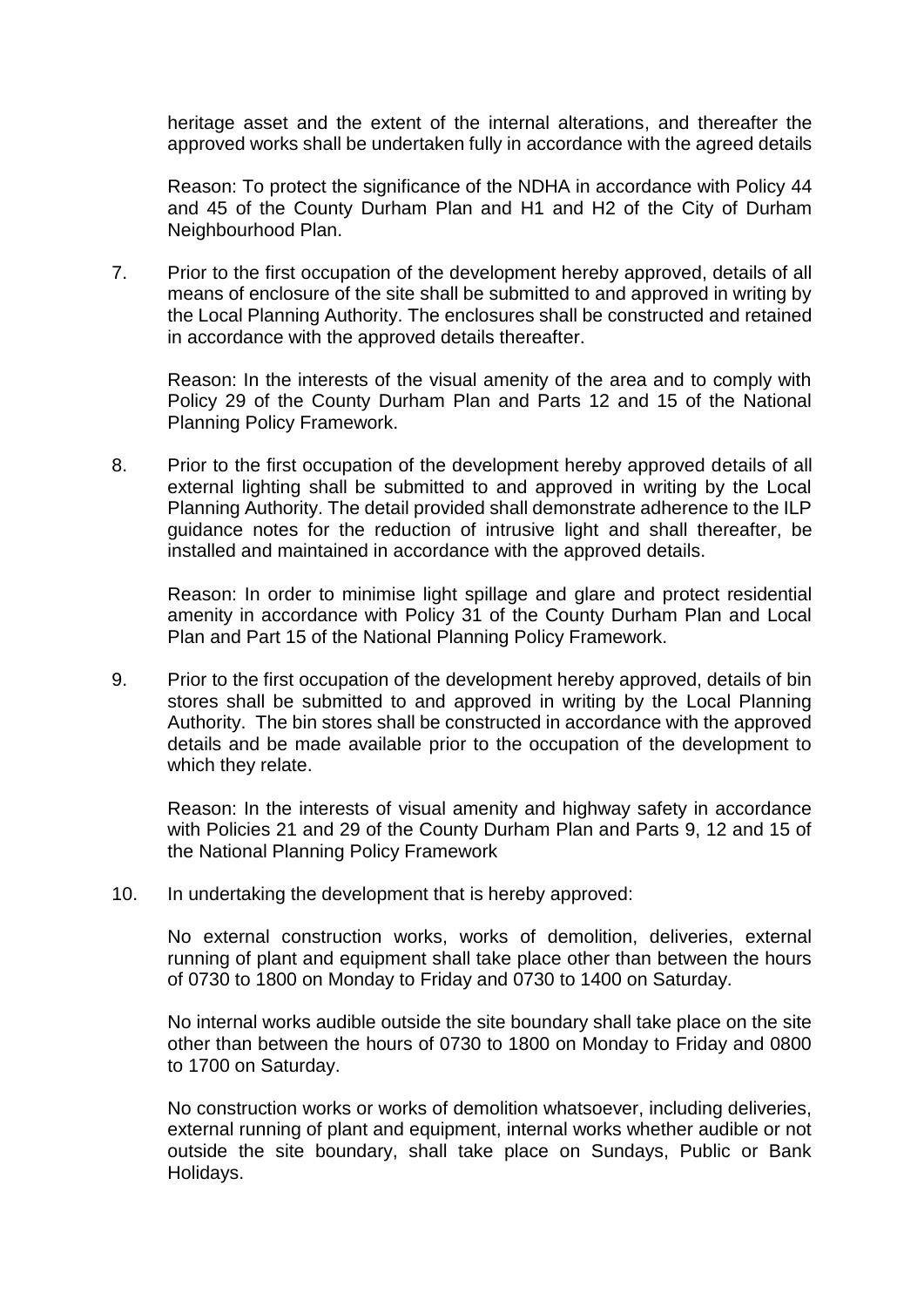heritage asset and the extent of the internal alterations, and thereafter the approved works shall be undertaken fully in accordance with the agreed details

Reason: To protect the significance of the NDHA in accordance with Policy 44 and 45 of the County Durham Plan and H1 and H2 of the City of Durham Neighbourhood Plan.

7. Prior to the first occupation of the development hereby approved, details of all means of enclosure of the site shall be submitted to and approved in writing by the Local Planning Authority. The enclosures shall be constructed and retained in accordance with the approved details thereafter.

   Reason: In the interests of the visual amenity of the area and to comply with Policy 29 of the County Durham Plan and Parts 12 and 15 of the National Planning Policy Framework.

8. Prior to the first occupation of the development hereby approved details of all external lighting shall be submitted to and approved in writing by the Local Planning Authority. The detail provided shall demonstrate adherence to the ILP guidance notes for the reduction of intrusive light and shall thereafter, be installed and maintained in accordance with the approved details.

   Reason: In order to minimise light spillage and glare and protect residential amenity in accordance with Policy 31 of the County Durham Plan and Local Plan and Part 15 of the National Planning Policy Framework.

9. Prior to the first occupation of the development hereby approved, details of bin stores shall be submitted to and approved in writing by the Local Planning Authority. The bin stores shall be constructed in accordance with the approved details and be made available prior to the occupation of the development to which they relate.

   Reason: In the interests of visual amenity and highway safety in accordance with Policies 21 and 29 of the County Durham Plan and Parts 9, 12 and 15 of the National Planning Policy Framework

10. In undertaking the development that is hereby approved:

    No external construction works, works of demolition, deliveries, external running of plant and equipment shall take place other than between the hours of 0730 to 1800 on Monday to Friday and 0730 to 1400 on Saturday.

    No internal works audible outside the site boundary shall take place on the site other than between the hours of 0730 to 1800 on Monday to Friday and 0800 to 1700 on Saturday.

    No construction works or works of demolition whatsoever, including deliveries, external running of plant and equipment, internal works whether audible or not outside the site boundary, shall take place on Sundays, Public or Bank Holidays.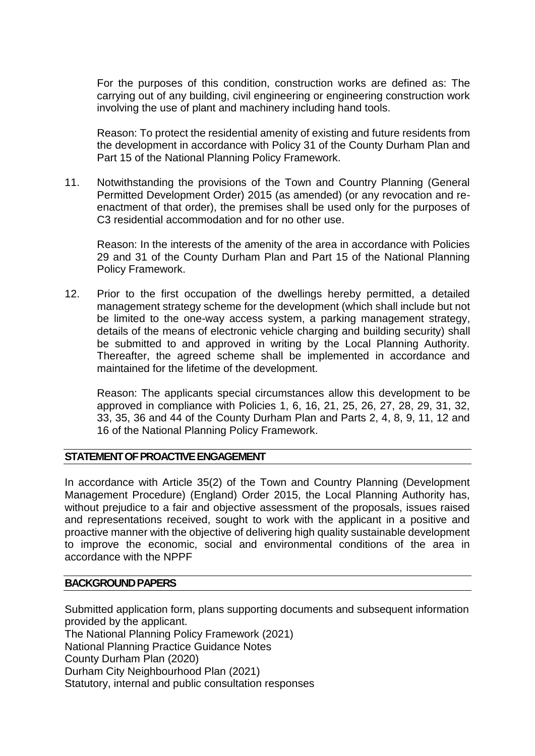For the purposes of this condition, construction works are defined as: The carrying out of any building, civil engineering or engineering construction work involving the use of plant and machinery including hand tools.

Reason: To protect the residential amenity of existing and future residents from the development in accordance with Policy 31 of the County Durham Plan and Part 15 of the National Planning Policy Framework.

11. Notwithstanding the provisions of the Town and Country Planning (General Permitted Development Order) 2015 (as amended) (or any revocation and re-enactment of that order), the premises shall be used only for the purposes of C3 residential accommodation and for no other use.

    Reason: In the interests of the amenity of the area in accordance with Policies 29 and 31 of the County Durham Plan and Part 15 of the National Planning Policy Framework.

12. Prior to the first occupation of the dwellings hereby permitted, a detailed management strategy scheme for the development (which shall include but not be limited to the one-way access system, a parking management strategy, details of the means of electronic vehicle charging and building security) shall be submitted to and approved in writing by the Local Planning Authority. Thereafter, the agreed scheme shall be implemented in accordance and maintained for the lifetime of the development.

    Reason: The applicants special circumstances allow this development to be approved in compliance with Policies 1, 6, 16, 21, 25, 26, 27, 28, 29, 31, 32, 33, 35, 36 and 44 of the County Durham Plan and Parts 2, 4, 8, 9, 11, 12 and 16 of the National Planning Policy Framework.

## STATEMENT OF PROACTIVE ENGAGEMENT

In accordance with Article 35(2) of the Town and Country Planning (Development Management Procedure) (England) Order 2015, the Local Planning Authority has, without prejudice to a fair and objective assessment of the proposals, issues raised and representations received, sought to work with the applicant in a positive and proactive manner with the objective of delivering high quality sustainable development to improve the economic, social and environmental conditions of the area in accordance with the NPPF

## BACKGROUND PAPERS

Submitted application form, plans supporting documents and subsequent information provided by the applicant.
The National Planning Policy Framework (2021)
National Planning Practice Guidance Notes
County Durham Plan (2020)
Durham City Neighbourhood Plan (2021)
Statutory, internal and public consultation responses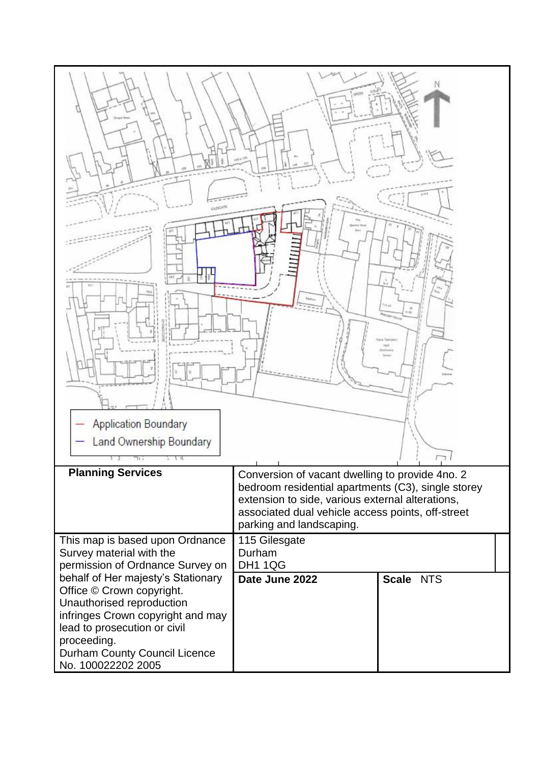Application Boundary

Land Ownership Boundary

| | | |
|---|---|---|
| **Planning Services** | Conversion of vacant dwelling to provide 4no. 2 bedroom residential apartments (C3), single storey extension to side, various external alterations, associated dual vehicle access points, off-street parking and landscaping. | |
| This map is based upon Ordnance Survey material with the permission of Ordnance Survey on behalf of Her majesty's Stationary Office © Crown copyright. Unauthorised reproduction infringes Crown copyright and may lead to prosecution or civil proceeding. Durham County Council Licence No. 100022202 2005 | 115 Gilesgate<br>Durham<br>DH1 1QG | |
| | **Date June 2022** | **Scale** NTS |